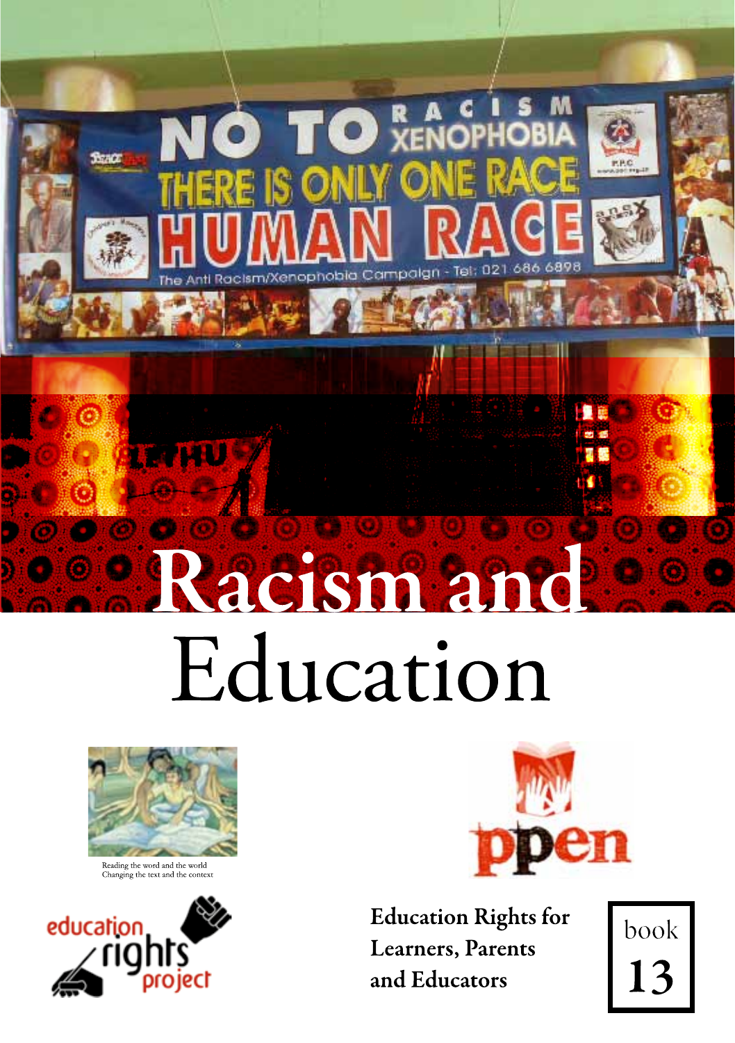# Racism and Education

Reading the word and the world
Changing the text and the context

education rights project

ppen

Education Rights for Learners, Parents and Educators

book 13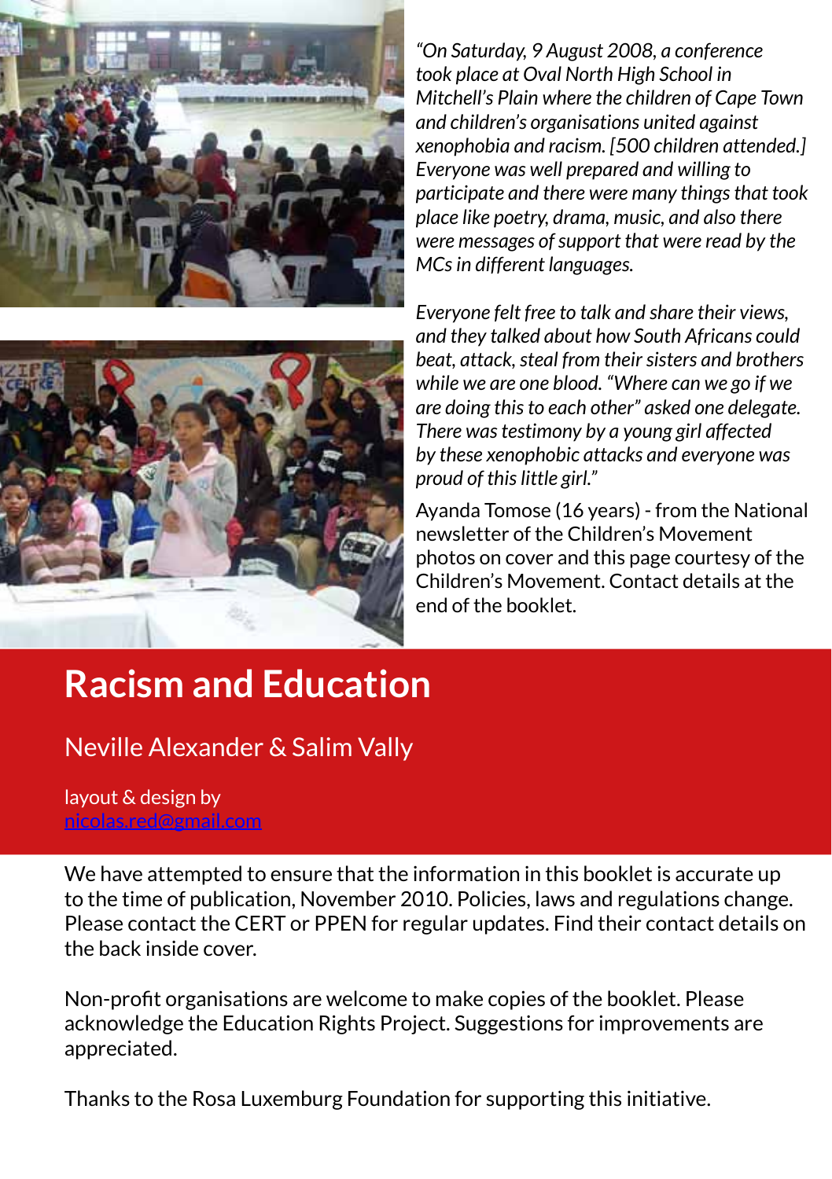*"On Saturday, 9 August 2008, a conference took place at Oval North High School in Mitchell's Plain where the children of Cape Town and children's organisations united against xenophobia and racism. [500 children attended.] Everyone was well prepared and willing to participate and there were many things that took place like poetry, drama, music, and also there were messages of support that were read by the MCs in different languages.*

*Everyone felt free to talk and share their views, and they talked about how South Africans could beat, attack, steal from their sisters and brothers while we are one blood. "Where can we go if we are doing this to each other" asked one delegate. There was testimony by a young girl affected by these xenophobic attacks and everyone was proud of this little girl."*

Ayanda Tomose (16 years) - from the National newsletter of the Children's Movement photos on cover and this page courtesy of the Children's Movement. Contact details at the end of the booklet.

# Racism and Education

Neville Alexander & Salim Vally

layout & design by
nicolas.red@gmail.com

We have attempted to ensure that the information in this booklet is accurate up to the time of publication, November 2010. Policies, laws and regulations change. Please contact the CERT or PPEN for regular updates. Find their contact details on the back inside cover.

Non-profit organisations are welcome to make copies of the booklet. Please acknowledge the Education Rights Project. Suggestions for improvements are appreciated.

Thanks to the Rosa Luxemburg Foundation for supporting this initiative.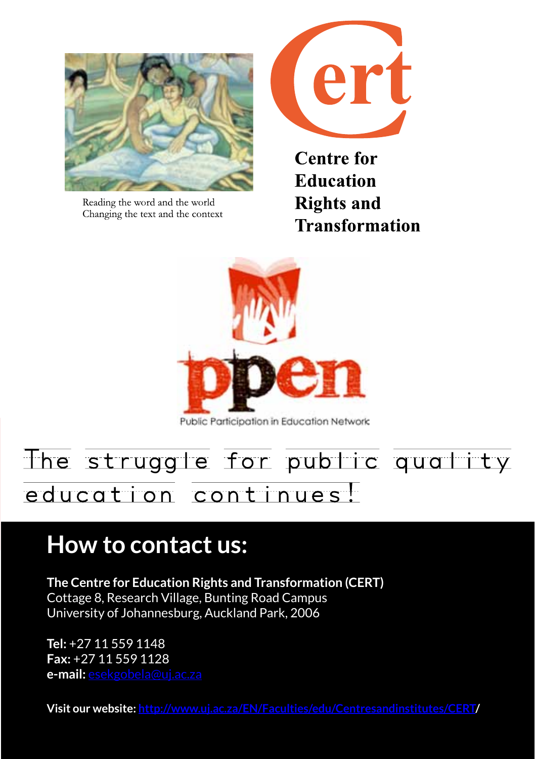Reading the word and the world
Changing the text and the context

**Centre for Education Rights and Transformation**

Public Participation in Education Network

The struggle for public quality education continues!

## How to contact us:

**The Centre for Education Rights and Transformation (CERT)**
Cottage 8, Research Village, Bunting Road Campus
University of Johannesburg, Auckland Park, 2006

**Tel:** +27 11 559 1148
**Fax:** +27 11 559 1128
**e-mail:** esekgobela@uj.ac.za

**Visit our website: http://www.uj.ac.za/EN/Faculties/edu/Centresandinstitutes/CERT/**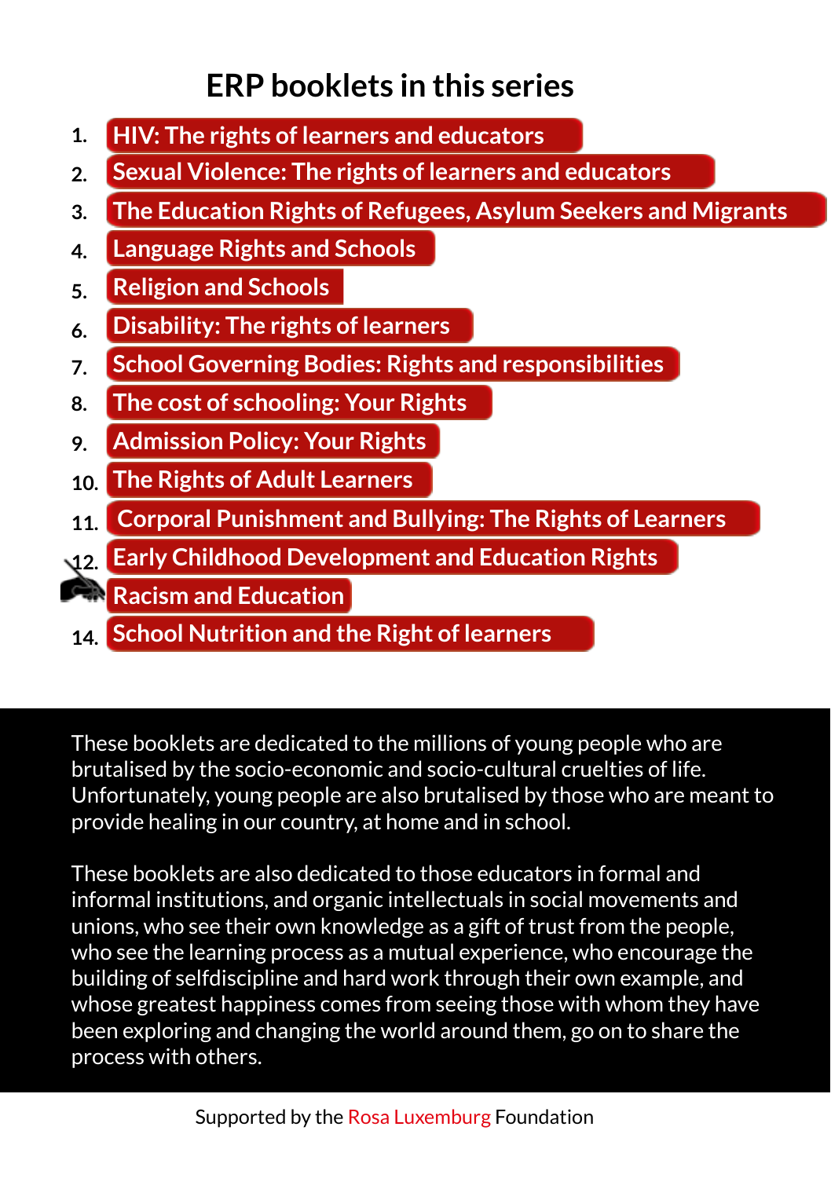# ERP booklets in this series

1. HIV: The rights of learners and educators
2. Sexual Violence: The rights of learners and educators
3. The Education Rights of Refugees, Asylum Seekers and Migrants
4. Language Rights and Schools
5. Religion and Schools
6. Disability: The rights of learners
7. School Governing Bodies: Rights and responsibilities
8. The cost of schooling: Your Rights
9. Admission Policy: Your Rights
10. The Rights of Adult Learners
11. Corporal Punishment and Bullying: The Rights of Learners
12. Early Childhood Development and Education Rights
13. Racism and Education
14. School Nutrition and the Right of learners

These booklets are dedicated to the millions of young people who are brutalised by the socio-economic and socio-cultural cruelties of life. Unfortunately, young people are also brutalised by those who are meant to provide healing in our country, at home and in school.

These booklets are also dedicated to those educators in formal and informal institutions, and organic intellectuals in social movements and unions, who see their own knowledge as a gift of trust from the people, who see the learning process as a mutual experience, who encourage the building of selfdiscipline and hard work through their own example, and whose greatest happiness comes from seeing those with whom they have been exploring and changing the world around them, go on to share the process with others.

Supported by the Rosa Luxemburg Foundation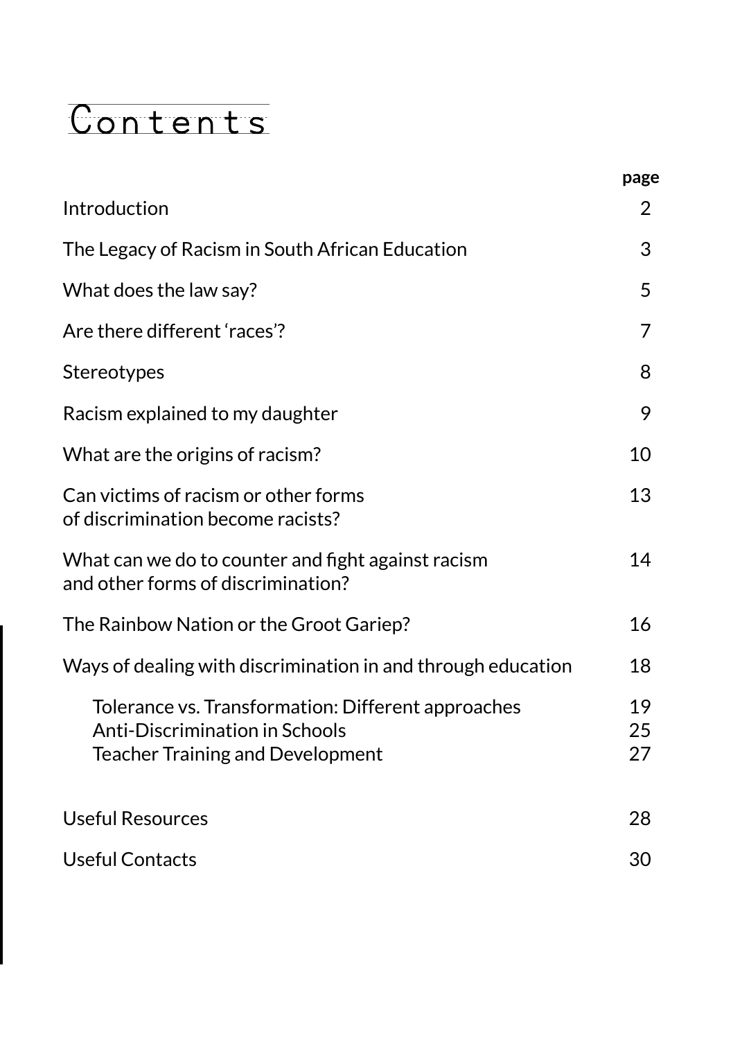# Contents

| | page |
|---|---|
| Introduction | 2 |
| The Legacy of Racism in South African Education | 3 |
| What does the law say? | 5 |
| Are there different 'races'? | 7 |
| Stereotypes | 8 |
| Racism explained to my daughter | 9 |
| What are the origins of racism? | 10 |
| Can victims of racism or other forms of discrimination become racists? | 13 |
| What can we do to counter and fight against racism and other forms of discrimination? | 14 |
| The Rainbow Nation or the Groot Gariep? | 16 |
| Ways of dealing with discrimination in and through education | 18 |
| Tolerance vs. Transformation: Different approaches | 19 |
| Anti-Discrimination in Schools | 25 |
| Teacher Training and Development | 27 |
| Useful Resources | 28 |
| Useful Contacts | 30 |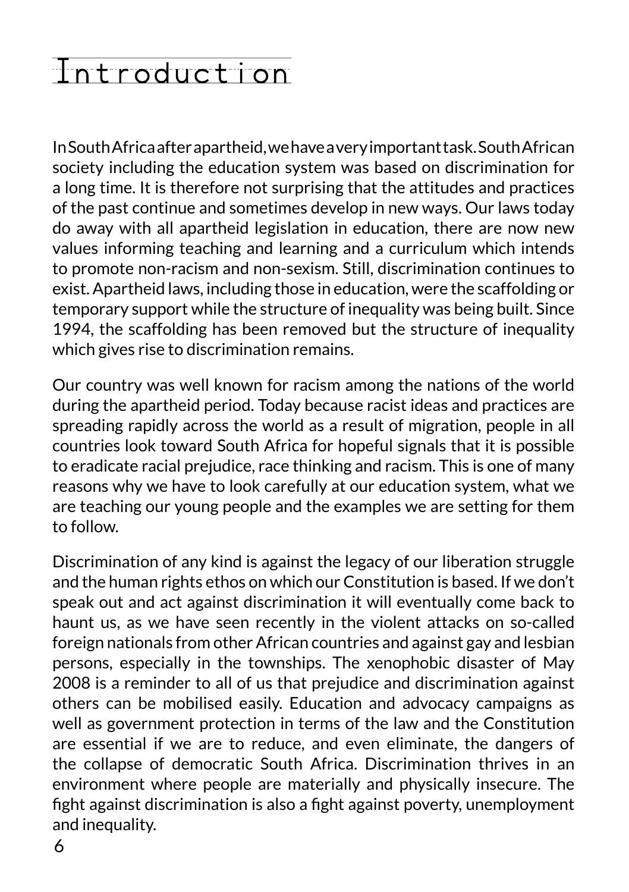# Introduction

In South Africa after apartheid, we have a very important task. South African society including the education system was based on discrimination for a long time. It is therefore not surprising that the attitudes and practices of the past continue and sometimes develop in new ways. Our laws today do away with all apartheid legislation in education, there are now new values informing teaching and learning and a curriculum which intends to promote non-racism and non-sexism. Still, discrimination continues to exist. Apartheid laws, including those in education, were the scaffolding or temporary support while the structure of inequality was being built. Since 1994, the scaffolding has been removed but the structure of inequality which gives rise to discrimination remains.

Our country was well known for racism among the nations of the world during the apartheid period. Today because racist ideas and practices are spreading rapidly across the world as a result of migration, people in all countries look toward South Africa for hopeful signals that it is possible to eradicate racial prejudice, race thinking and racism. This is one of many reasons why we have to look carefully at our education system, what we are teaching our young people and the examples we are setting for them to follow.

Discrimination of any kind is against the legacy of our liberation struggle and the human rights ethos on which our Constitution is based. If we don't speak out and act against discrimination it will eventually come back to haunt us, as we have seen recently in the violent attacks on so-called foreign nationals from other African countries and against gay and lesbian persons, especially in the townships. The xenophobic disaster of May 2008 is a reminder to all of us that prejudice and discrimination against others can be mobilised easily. Education and advocacy campaigns as well as government protection in terms of the law and the Constitution are essential if we are to reduce, and even eliminate, the dangers of the collapse of democratic South Africa. Discrimination thrives in an environment where people are materially and physically insecure. The fight against discrimination is also a fight against poverty, unemployment and inequality.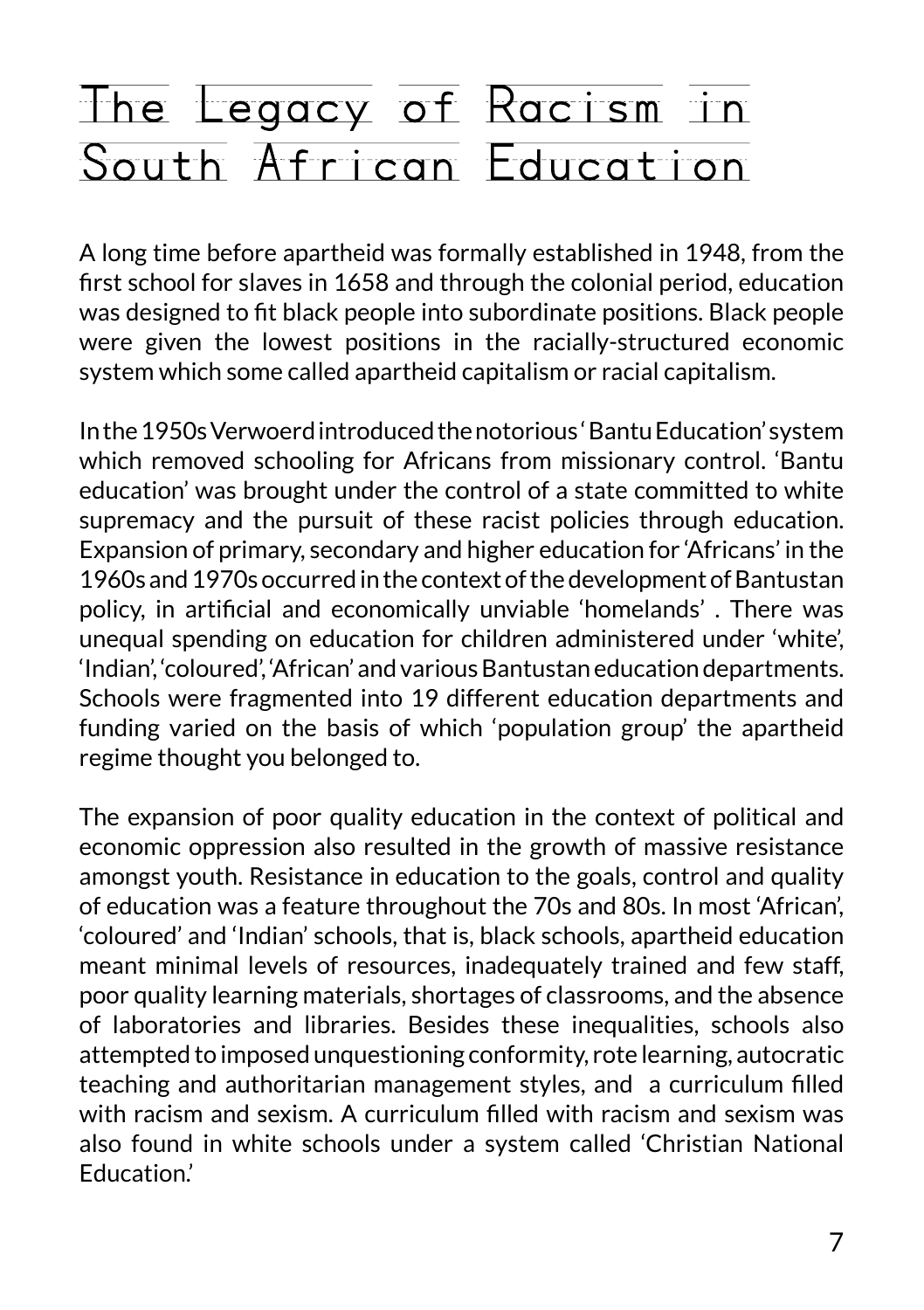# The Legacy of Racism in South African Education

A long time before apartheid was formally established in 1948, from the first school for slaves in 1658 and through the colonial period, education was designed to fit black people into subordinate positions. Black people were given the lowest positions in the racially-structured economic system which some called apartheid capitalism or racial capitalism.

In the 1950s Verwoerd introduced the notorious ' Bantu Education' system which removed schooling for Africans from missionary control. 'Bantu education' was brought under the control of a state committed to white supremacy and the pursuit of these racist policies through education. Expansion of primary, secondary and higher education for 'Africans' in the 1960s and 1970s occurred in the context of the development of Bantustan policy, in artificial and economically unviable 'homelands' . There was unequal spending on education for children administered under 'white', 'Indian', 'coloured', 'African' and various Bantustan education departments. Schools were fragmented into 19 different education departments and funding varied on the basis of which 'population group' the apartheid regime thought you belonged to.

The expansion of poor quality education in the context of political and economic oppression also resulted in the growth of massive resistance amongst youth. Resistance in education to the goals, control and quality of education was a feature throughout the 70s and 80s. In most 'African', 'coloured' and 'Indian' schools, that is, black schools, apartheid education meant minimal levels of resources, inadequately trained and few staff, poor quality learning materials, shortages of classrooms, and the absence of laboratories and libraries. Besides these inequalities, schools also attempted to imposed unquestioning conformity, rote learning, autocratic teaching and authoritarian management styles, and a curriculum filled with racism and sexism. A curriculum filled with racism and sexism was also found in white schools under a system called 'Christian National Education.'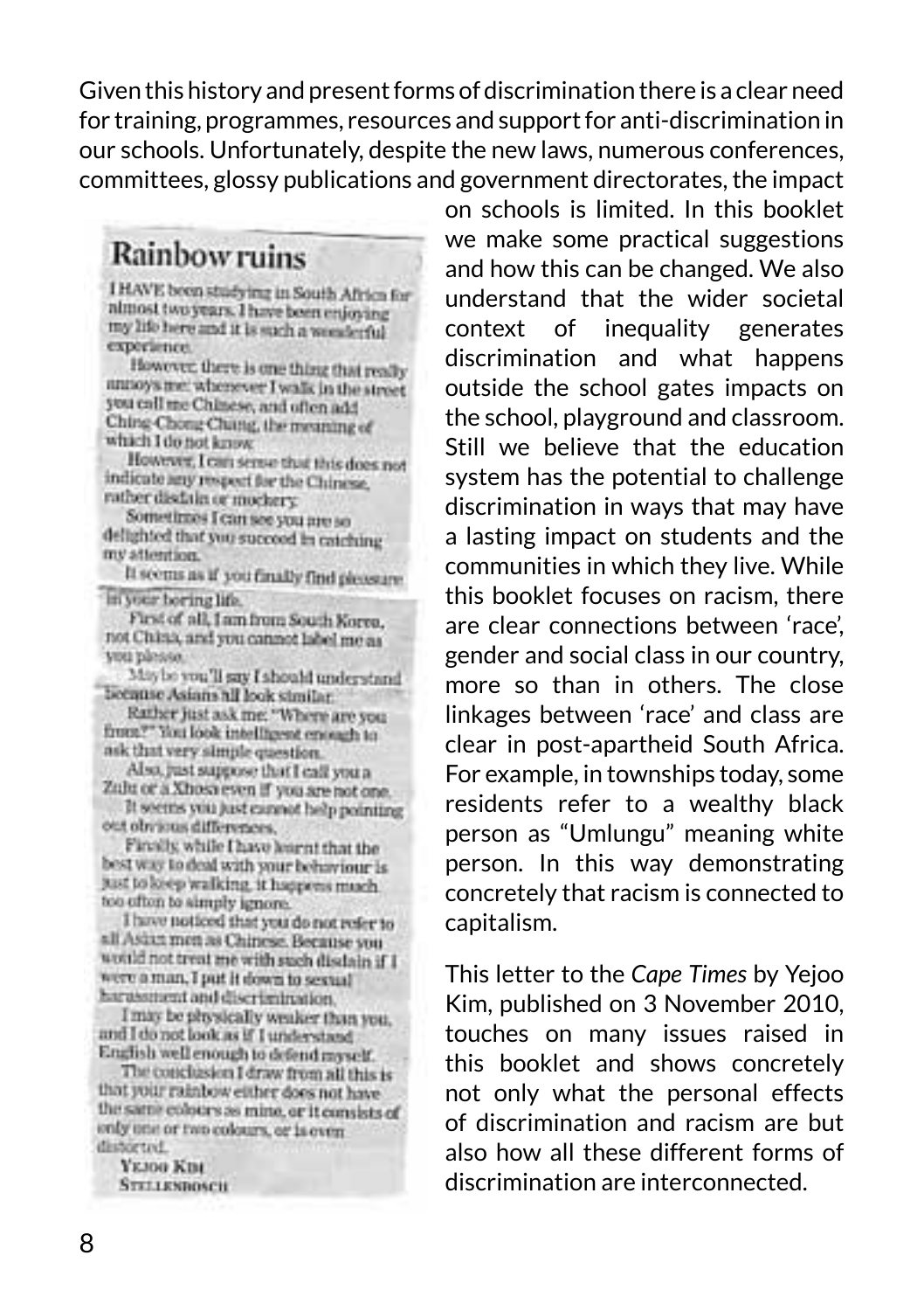Given this history and present forms of discrimination there is a clear need for training, programmes, resources and support for anti-discrimination in our schools. Unfortunately, despite the new laws, numerous conferences, committees, glossy publications and government directorates, the impact on schools is limited. In this booklet we make some practical suggestions and how this can be changed. We also understand that the wider societal context of inequality generates discrimination and what happens outside the school gates impacts on the school, playground and classroom. Still we believe that the education system has the potential to challenge discrimination in ways that may have a lasting impact on students and the communities in which they live. While this booklet focuses on racism, there are clear connections between 'race', gender and social class in our country, more so than in others. The close linkages between 'race' and class are clear in post-apartheid South Africa. For example, in townships today, some residents refer to a wealthy black person as "Umlungu" meaning white person. In this way demonstrating concretely that racism is connected to capitalism.

This letter to the *Cape Times* by Yejoo Kim, published on 3 November 2010, touches on many issues raised in this booklet and shows concretely not only what the personal effects of discrimination and racism are but also how all these different forms of discrimination are interconnected.

## Rainbow ruins

I HAVE been studying in South Africa for almost two years. I have been enjoying my life here and it is such a wonderful experience.

However, there is one thing that really annoys me: whenever I walk in the street you call me Chinese, and often add Ching-Chong-Chang, the meaning of which I do not know.

However, I can sense that this does not indicate any respect for the Chinese, rather disdain or mockery.

Sometimes I can see you are so delighted that you succeed in catching my attention.

It seems as if you finally find pleasure in your boring life.

First of all, I am from South Korea, not China, and you cannot label me as you please.

Maybe you'll say I should understand because Asians all look similar.

Rather just ask me: "Where are you from?" You look intelligent enough to ask that very simple question.

Also, just suppose that I call you a Zulu or a Xhosa even if you are not one.

It seems you just cannot help pointing out obvious differences.

Finally, while I have learnt that the best way to deal with your behaviour is just to keep walking, it happens much too often to simply ignore.

I have noticed that you do not refer to all Asian men as Chinese. Because you would not treat me with such disdain if I were a man, I put it down to sexual harassment and discrimination.

I may be physically weaker than you, and I do not look as if I understand English well enough to defend myself.

The conclusion I draw from all this is that your rainbow either does not have the same colours as mine, or it consists of only one or two colours, or is even distorted.

YEJOO KIM
STELLENBOSCH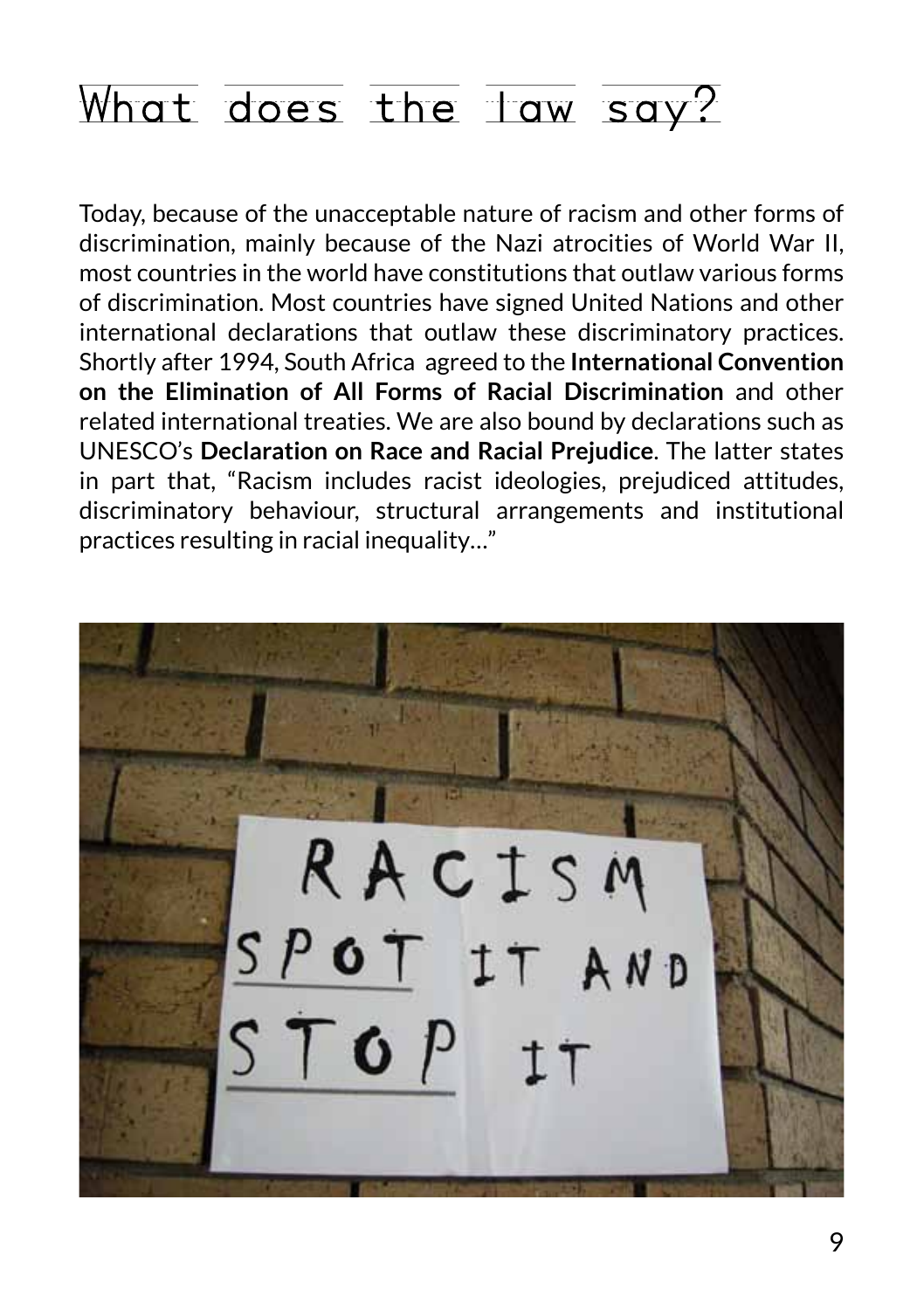# What does the law say?

Today, because of the unacceptable nature of racism and other forms of discrimination, mainly because of the Nazi atrocities of World War II, most countries in the world have constitutions that outlaw various forms of discrimination. Most countries have signed United Nations and other international declarations that outlaw these discriminatory practices. Shortly after 1994, South Africa agreed to the **International Convention on the Elimination of All Forms of Racial Discrimination** and other related international treaties. We are also bound by declarations such as UNESCO's **Declaration on Race and Racial Prejudice**. The latter states in part that, "Racism includes racist ideologies, prejudiced attitudes, discriminatory behaviour, structural arrangements and institutional practices resulting in racial inequality…"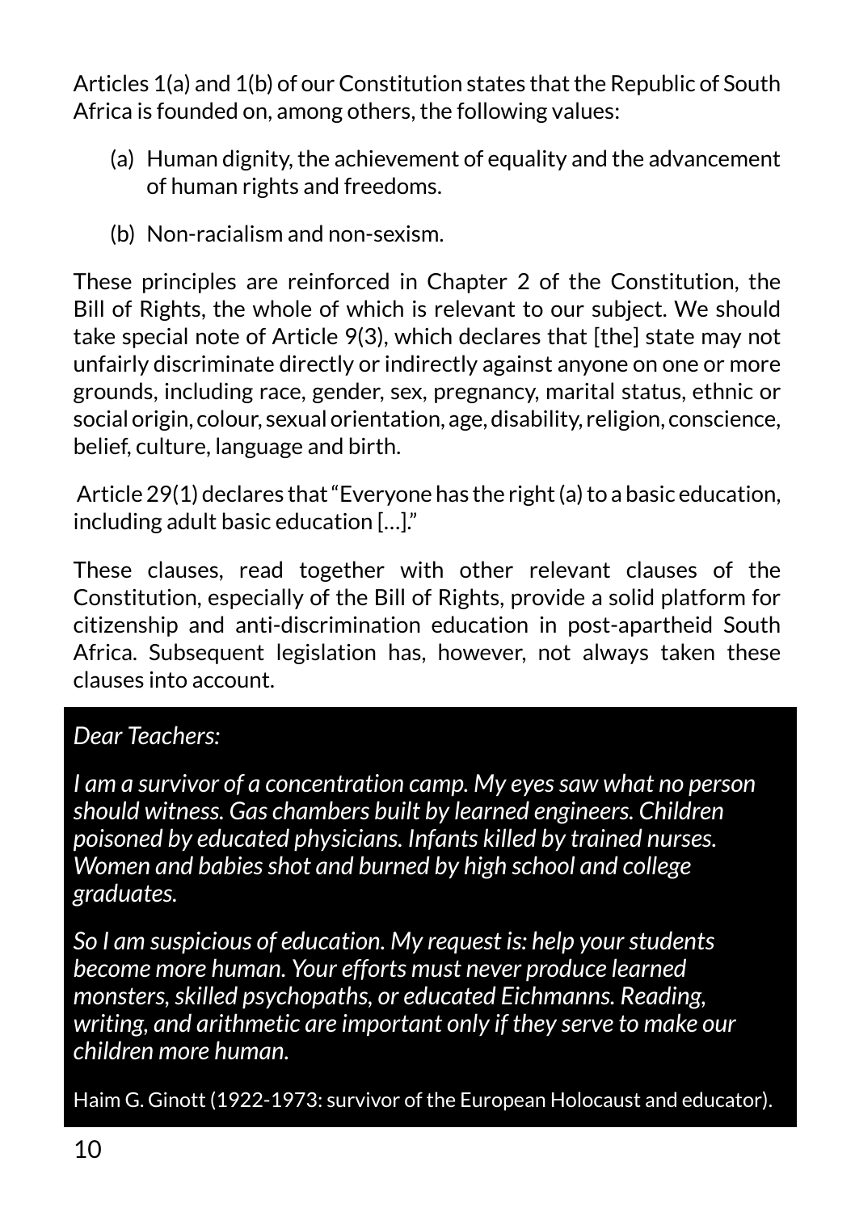Articles 1(a) and 1(b) of our Constitution states that the Republic of South Africa is founded on, among others, the following values:

(a) Human dignity, the achievement of equality and the advancement of human rights and freedoms.

(b) Non-racialism and non-sexism.

These principles are reinforced in Chapter 2 of the Constitution, the Bill of Rights, the whole of which is relevant to our subject. We should take special note of Article 9(3), which declares that [the] state may not unfairly discriminate directly or indirectly against anyone on one or more grounds, including race, gender, sex, pregnancy, marital status, ethnic or social origin, colour, sexual orientation, age, disability, religion, conscience, belief, culture, language and birth.

Article 29(1) declares that "Everyone has the right (a) to a basic education, including adult basic education […]."

These clauses, read together with other relevant clauses of the Constitution, especially of the Bill of Rights, provide a solid platform for citizenship and anti-discrimination education in post-apartheid South Africa. Subsequent legislation has, however, not always taken these clauses into account.

> *Dear Teachers:*
>
> *I am a survivor of a concentration camp. My eyes saw what no person should witness. Gas chambers built by learned engineers. Children poisoned by educated physicians. Infants killed by trained nurses. Women and babies shot and burned by high school and college graduates.*
>
> *So I am suspicious of education. My request is: help your students become more human. Your efforts must never produce learned monsters, skilled psychopaths, or educated Eichmanns. Reading, writing, and arithmetic are important only if they serve to make our children more human.*
>
> Haim G. Ginott (1922-1973: survivor of the European Holocaust and educator).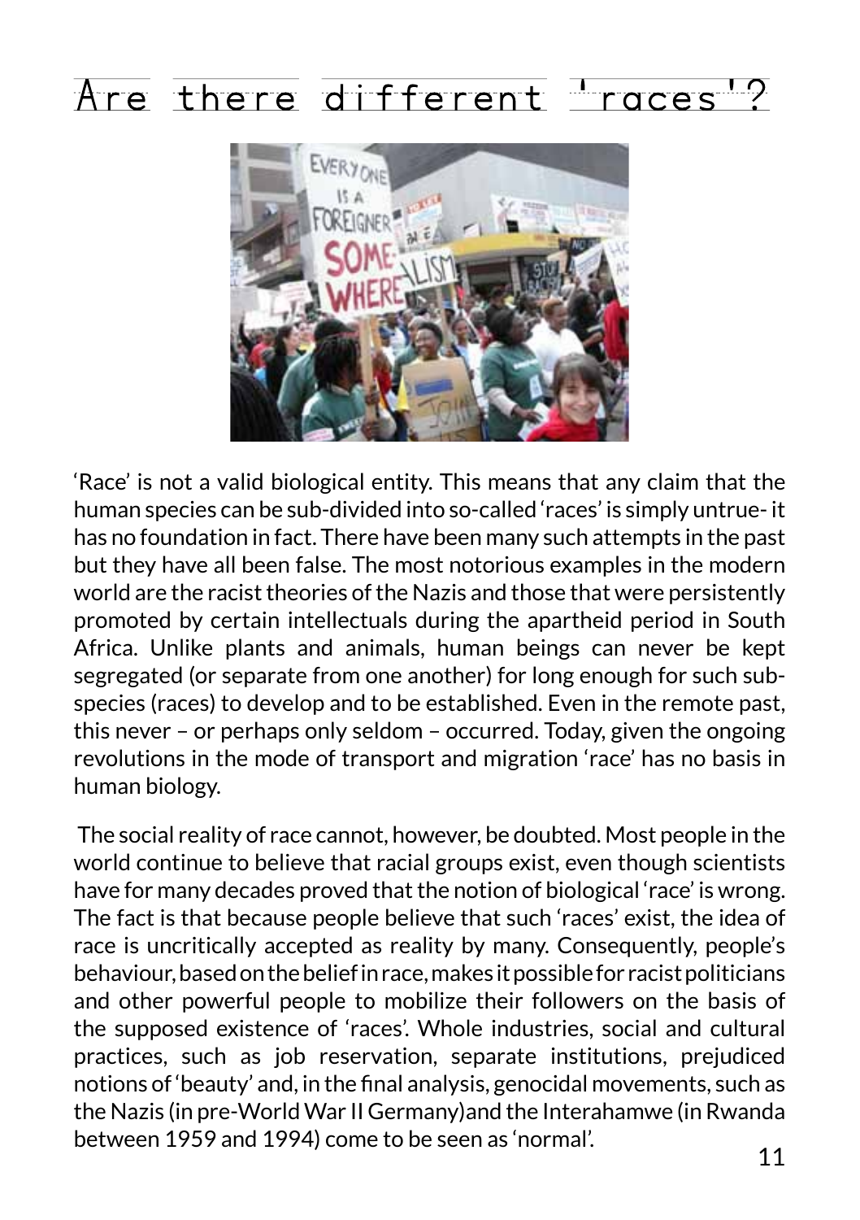# Are there different 'races'?

'Race' is not a valid biological entity. This means that any claim that the human species can be sub-divided into so-called 'races' is simply untrue- it has no foundation in fact. There have been many such attempts in the past but they have all been false. The most notorious examples in the modern world are the racist theories of the Nazis and those that were persistently promoted by certain intellectuals during the apartheid period in South Africa. Unlike plants and animals, human beings can never be kept segregated (or separate from one another) for long enough for such sub-species (races) to develop and to be established. Even in the remote past, this never – or perhaps only seldom – occurred. Today, given the ongoing revolutions in the mode of transport and migration 'race' has no basis in human biology.

The social reality of race cannot, however, be doubted. Most people in the world continue to believe that racial groups exist, even though scientists have for many decades proved that the notion of biological 'race' is wrong. The fact is that because people believe that such 'races' exist, the idea of race is uncritically accepted as reality by many. Consequently, people's behaviour, based on the belief in race, makes it possible for racist politicians and other powerful people to mobilize their followers on the basis of the supposed existence of 'races'. Whole industries, social and cultural practices, such as job reservation, separate institutions, prejudiced notions of 'beauty' and, in the final analysis, genocidal movements, such as the Nazis (in pre-World War II Germany)and the Interahamwe (in Rwanda between 1959 and 1994) come to be seen as 'normal'.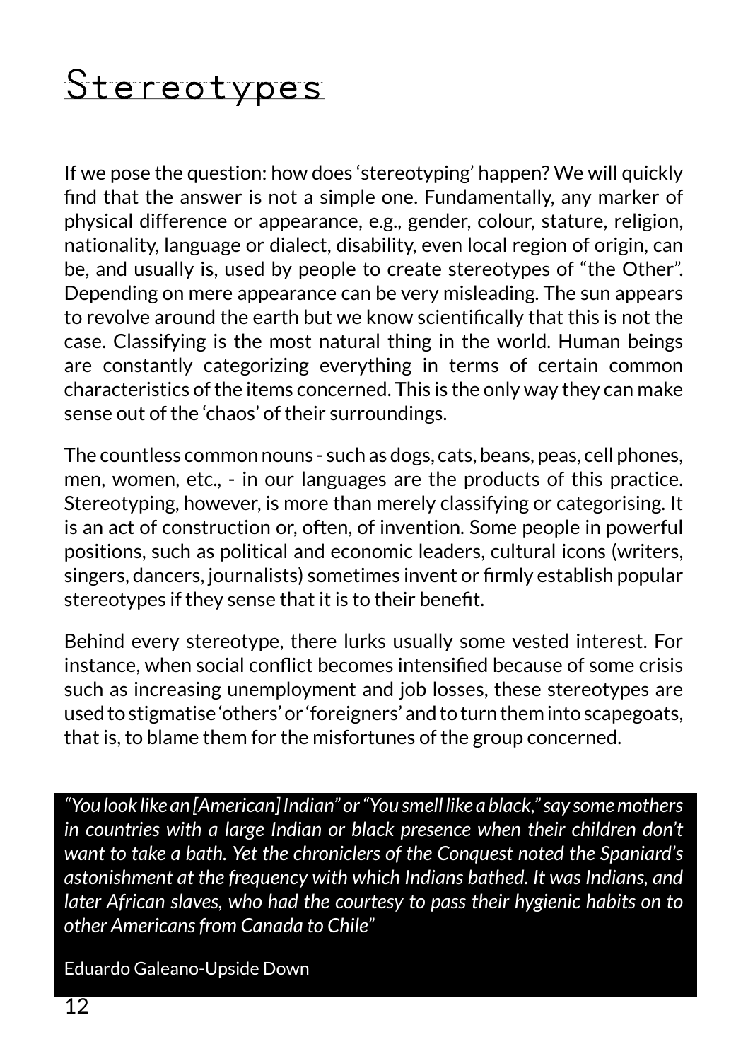# Stereotypes

If we pose the question: how does 'stereotyping' happen? We will quickly find that the answer is not a simple one. Fundamentally, any marker of physical difference or appearance, e.g., gender, colour, stature, religion, nationality, language or dialect, disability, even local region of origin, can be, and usually is, used by people to create stereotypes of "the Other". Depending on mere appearance can be very misleading. The sun appears to revolve around the earth but we know scientifically that this is not the case. Classifying is the most natural thing in the world. Human beings are constantly categorizing everything in terms of certain common characteristics of the items concerned. This is the only way they can make sense out of the 'chaos' of their surroundings.

The countless common nouns - such as dogs, cats, beans, peas, cell phones, men, women, etc., - in our languages are the products of this practice. Stereotyping, however, is more than merely classifying or categorising. It is an act of construction or, often, of invention. Some people in powerful positions, such as political and economic leaders, cultural icons (writers, singers, dancers, journalists) sometimes invent or firmly establish popular stereotypes if they sense that it is to their benefit.

Behind every stereotype, there lurks usually some vested interest. For instance, when social conflict becomes intensified because of some crisis such as increasing unemployment and job losses, these stereotypes are used to stigmatise 'others' or 'foreigners' and to turn them into scapegoats, that is, to blame them for the misfortunes of the group concerned.

> *"You look like an [American] Indian" or "You smell like a black," say some mothers in countries with a large Indian or black presence when their children don't want to take a bath. Yet the chroniclers of the Conquest noted the Spaniard's astonishment at the frequency with which Indians bathed. It was Indians, and later African slaves, who had the courtesy to pass their hygienic habits on to other Americans from Canada to Chile"*
>
> Eduardo Galeano-Upside Down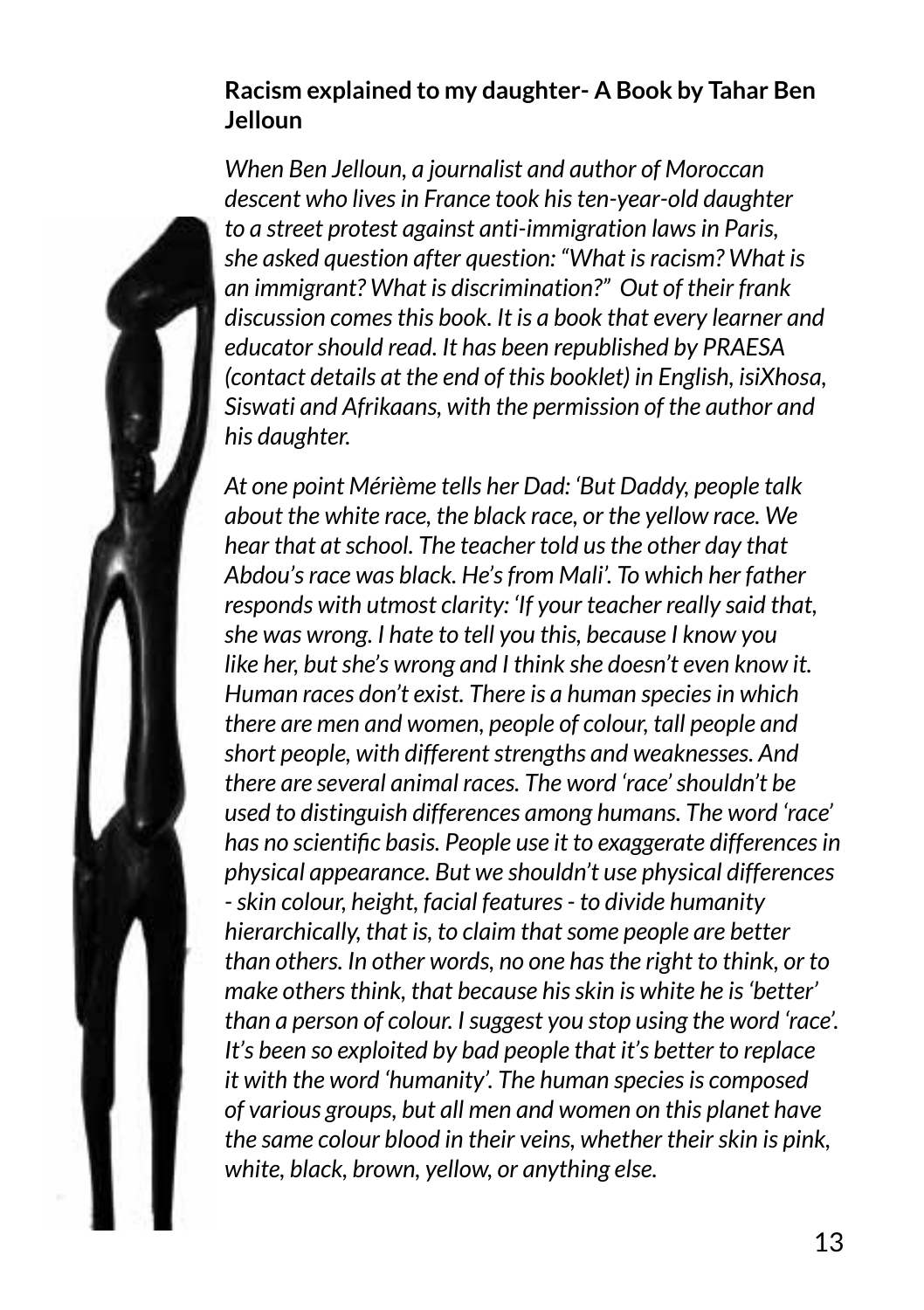**Racism explained to my daughter- A Book by Tahar Ben Jelloun**

*When Ben Jelloun, a journalist and author of Moroccan descent who lives in France took his ten-year-old daughter to a street protest against anti-immigration laws in Paris, she asked question after question: "What is racism? What is an immigrant? What is discrimination?" Out of their frank discussion comes this book. It is a book that every learner and educator should read. It has been republished by PRAESA (contact details at the end of this booklet) in English, isiXhosa, Siswati and Afrikaans, with the permission of the author and his daughter.*

*At one point Mérième tells her Dad: 'But Daddy, people talk about the white race, the black race, or the yellow race. We hear that at school. The teacher told us the other day that Abdou's race was black. He's from Mali'. To which her father responds with utmost clarity: 'If your teacher really said that, she was wrong. I hate to tell you this, because I know you like her, but she's wrong and I think she doesn't even know it. Human races don't exist. There is a human species in which there are men and women, people of colour, tall people and short people, with different strengths and weaknesses. And there are several animal races. The word 'race' shouldn't be used to distinguish differences among humans. The word 'race' has no scientific basis. People use it to exaggerate differences in physical appearance. But we shouldn't use physical differences - skin colour, height, facial features - to divide humanity hierarchically, that is, to claim that some people are better than others. In other words, no one has the right to think, or to make others think, that because his skin is white he is 'better' than a person of colour. I suggest you stop using the word 'race'. It's been so exploited by bad people that it's better to replace it with the word 'humanity'. The human species is composed of various groups, but all men and women on this planet have the same colour blood in their veins, whether their skin is pink, white, black, brown, yellow, or anything else.*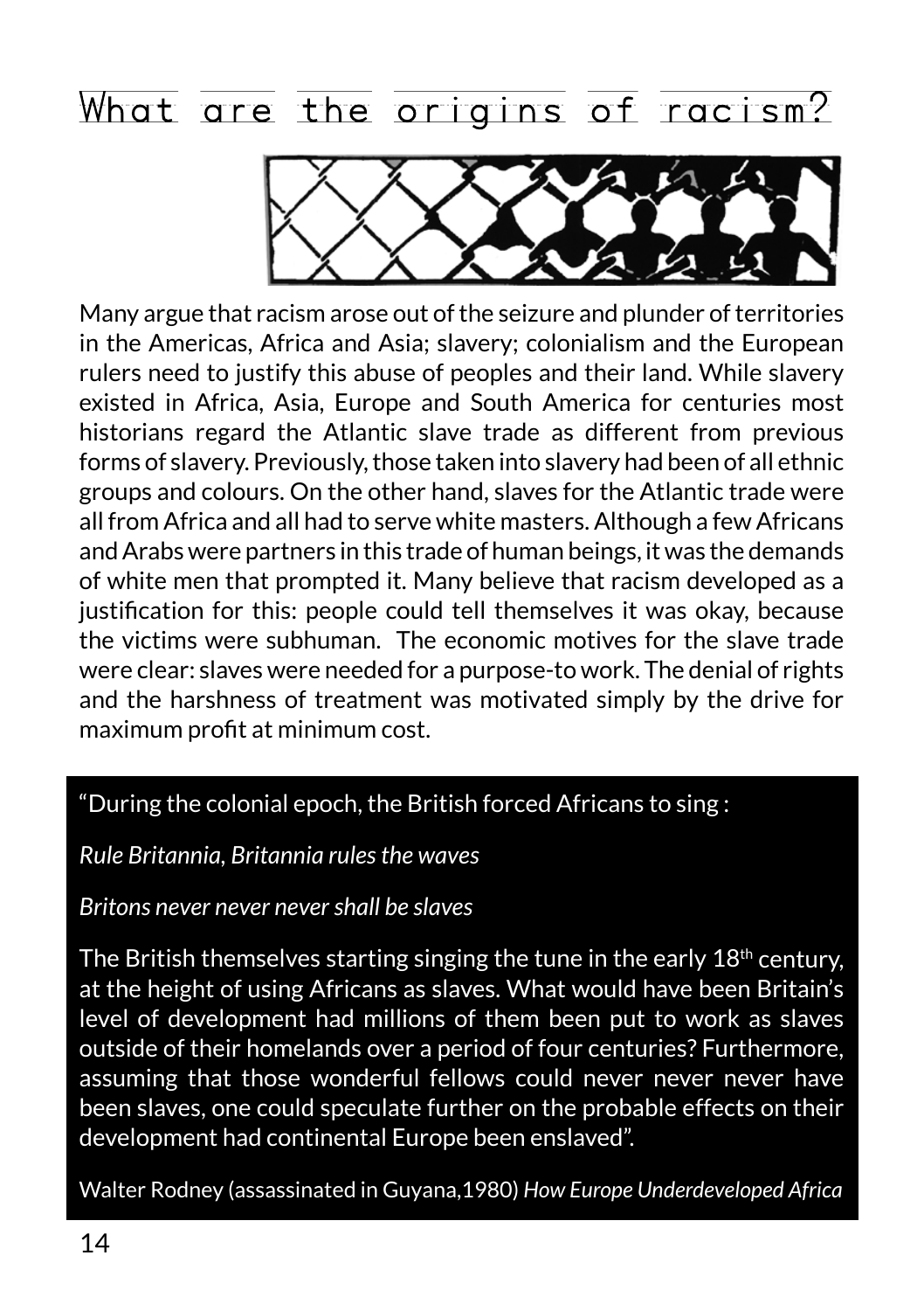# What are the origins of racism?

Many argue that racism arose out of the seizure and plunder of territories in the Americas, Africa and Asia; slavery; colonialism and the European rulers need to justify this abuse of peoples and their land. While slavery existed in Africa, Asia, Europe and South America for centuries most historians regard the Atlantic slave trade as different from previous forms of slavery. Previously, those taken into slavery had been of all ethnic groups and colours. On the other hand, slaves for the Atlantic trade were all from Africa and all had to serve white masters. Although a few Africans and Arabs were partners in this trade of human beings, it was the demands of white men that prompted it. Many believe that racism developed as a justification for this: people could tell themselves it was okay, because the victims were subhuman. The economic motives for the slave trade were clear: slaves were needed for a purpose-to work. The denial of rights and the harshness of treatment was motivated simply by the drive for maximum profit at minimum cost.

"During the colonial epoch, the British forced Africans to sing :

*Rule Britannia, Britannia rules the waves*

*Britons never never never shall be slaves*

The British themselves starting singing the tune in the early 18th century, at the height of using Africans as slaves. What would have been Britain's level of development had millions of them been put to work as slaves outside of their homelands over a period of four centuries? Furthermore, assuming that those wonderful fellows could never never never have been slaves, one could speculate further on the probable effects on their development had continental Europe been enslaved".

Walter Rodney (assassinated in Guyana,1980) *How Europe Underdeveloped Africa*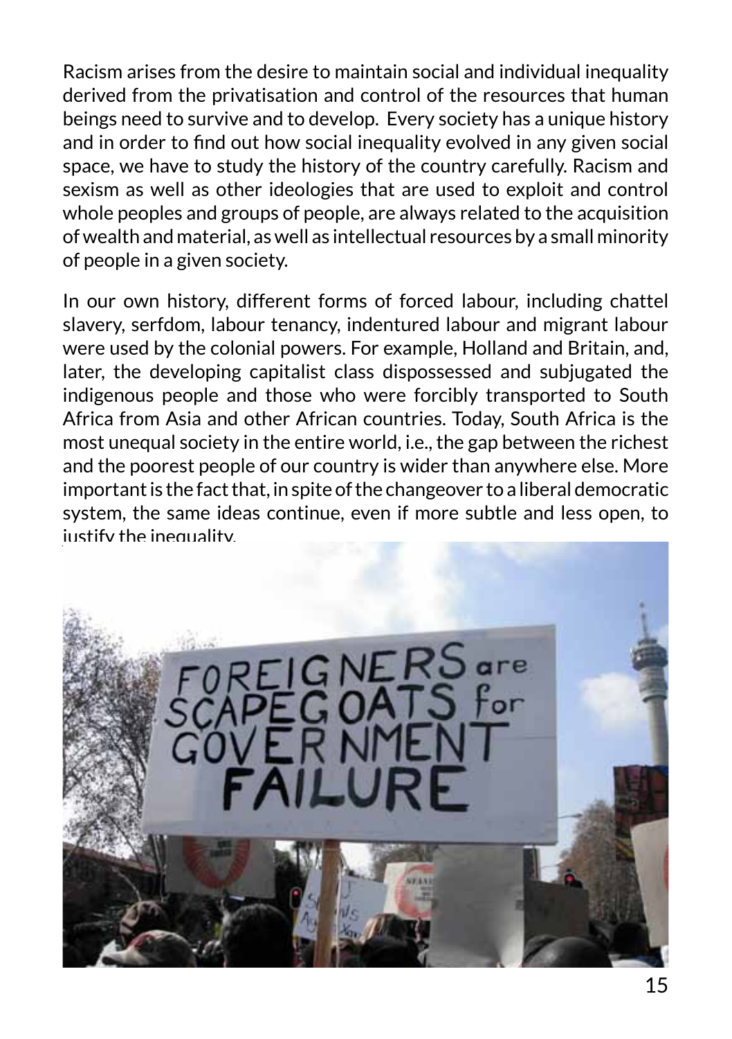Racism arises from the desire to maintain social and individual inequality derived from the privatisation and control of the resources that human beings need to survive and to develop. Every society has a unique history and in order to find out how social inequality evolved in any given social space, we have to study the history of the country carefully. Racism and sexism as well as other ideologies that are used to exploit and control whole peoples and groups of people, are always related to the acquisition of wealth and material, as well as intellectual resources by a small minority of people in a given society.

In our own history, different forms of forced labour, including chattel slavery, serfdom, labour tenancy, indentured labour and migrant labour were used by the colonial powers. For example, Holland and Britain, and, later, the developing capitalist class dispossessed and subjugated the indigenous people and those who were forcibly transported to South Africa from Asia and other African countries. Today, South Africa is the most unequal society in the entire world, i.e., the gap between the richest and the poorest people of our country is wider than anywhere else. More important is the fact that, in spite of the changeover to a liberal democratic system, the same ideas continue, even if more subtle and less open, to justify the inequality.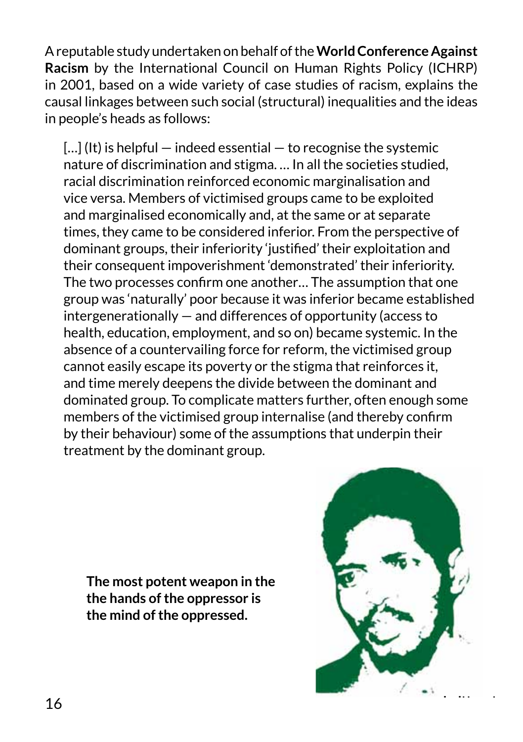A reputable study undertaken on behalf of the **World Conference Against Racism** by the International Council on Human Rights Policy (ICHRP) in 2001, based on a wide variety of case studies of racism, explains the causal linkages between such social (structural) inequalities and the ideas in people's heads as follows:

> […] (It) is helpful — indeed essential — to recognise the systemic nature of discrimination and stigma. … In all the societies studied, racial discrimination reinforced economic marginalisation and vice versa. Members of victimised groups came to be exploited and marginalised economically and, at the same or at separate times, they came to be considered inferior. From the perspective of dominant groups, their inferiority 'justified' their exploitation and their consequent impoverishment 'demonstrated' their inferiority. The two processes confirm one another… The assumption that one group was 'naturally' poor because it was inferior became established intergenerationally — and differences of opportunity (access to health, education, employment, and so on) became systemic. In the absence of a countervailing force for reform, the victimised group cannot easily escape its poverty or the stigma that reinforces it, and time merely deepens the divide between the dominant and dominated group. To complicate matters further, often enough some members of the victimised group internalise (and thereby confirm by their behaviour) some of the assumptions that underpin their treatment by the dominant group.

**The most potent weapon in the the hands of the oppressor is the mind of the oppressed.**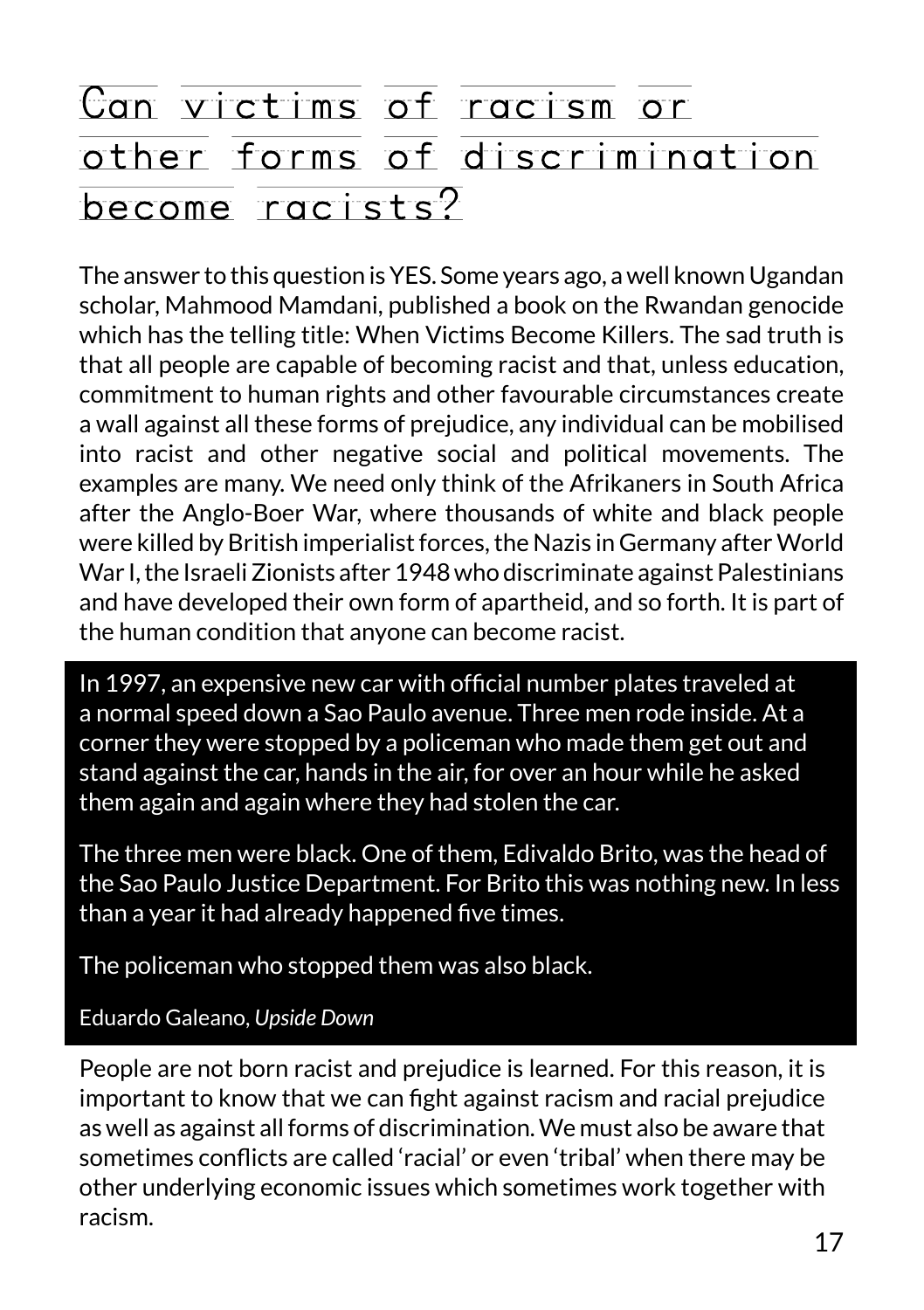# Can victims of racism or other forms of discrimination become racists?

The answer to this question is YES. Some years ago, a well known Ugandan scholar, Mahmood Mamdani, published a book on the Rwandan genocide which has the telling title: When Victims Become Killers. The sad truth is that all people are capable of becoming racist and that, unless education, commitment to human rights and other favourable circumstances create a wall against all these forms of prejudice, any individual can be mobilised into racist and other negative social and political movements. The examples are many. We need only think of the Afrikaners in South Africa after the Anglo-Boer War, where thousands of white and black people were killed by British imperialist forces, the Nazis in Germany after World War I, the Israeli Zionists after 1948 who discriminate against Palestinians and have developed their own form of apartheid, and so forth. It is part of the human condition that anyone can become racist.

> In 1997, an expensive new car with official number plates traveled at a normal speed down a Sao Paulo avenue. Three men rode inside. At a corner they were stopped by a policeman who made them get out and stand against the car, hands in the air, for over an hour while he asked them again and again where they had stolen the car.
>
> The three men were black. One of them, Edivaldo Brito, was the head of the Sao Paulo Justice Department. For Brito this was nothing new. In less than a year it had already happened five times.
>
> The policeman who stopped them was also black.
>
> Eduardo Galeano, *Upside Down*

People are not born racist and prejudice is learned. For this reason, it is important to know that we can fight against racism and racial prejudice as well as against all forms of discrimination. We must also be aware that sometimes conflicts are called 'racial' or even 'tribal' when there may be other underlying economic issues which sometimes work together with racism.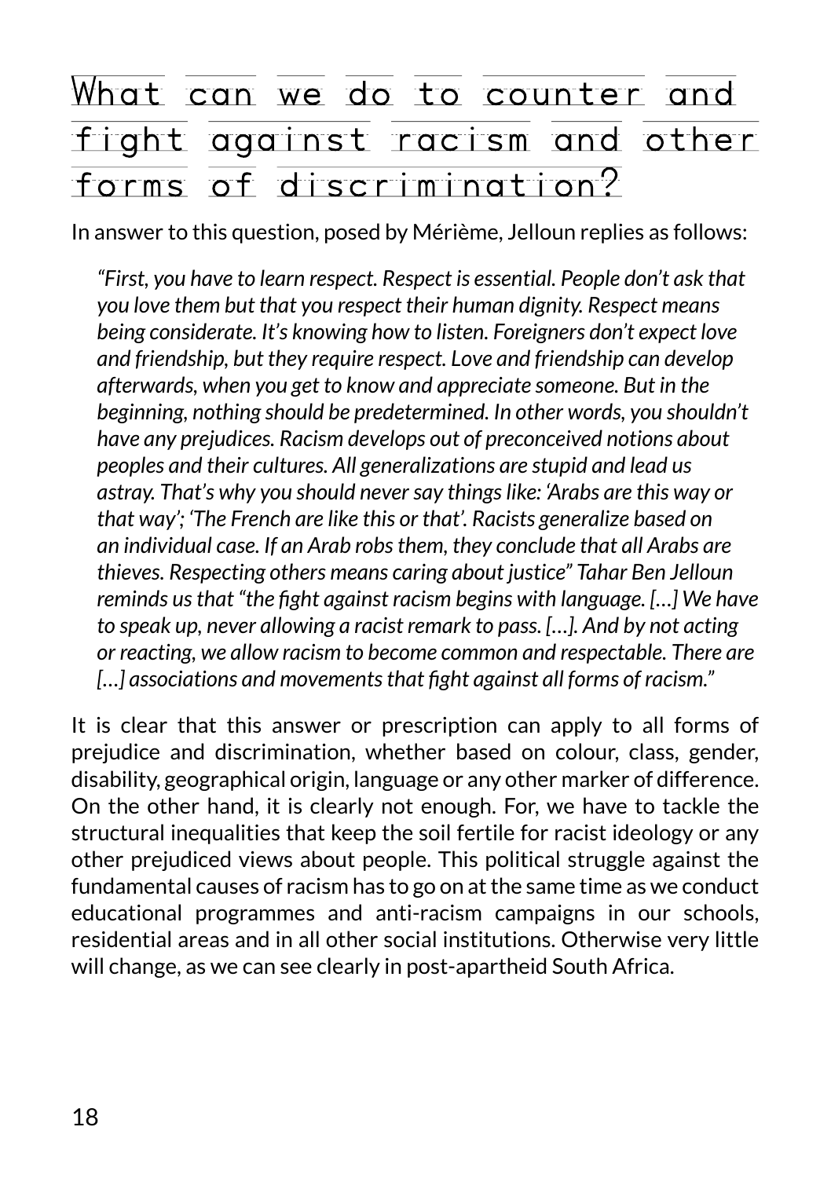## What can we do to counter and fight against racism and other forms of discrimination?

In answer to this question, posed by Mérième, Jelloun replies as follows:

> *"First, you have to learn respect. Respect is essential. People don't ask that you love them but that you respect their human dignity. Respect means being considerate. It's knowing how to listen. Foreigners don't expect love and friendship, but they require respect. Love and friendship can develop afterwards, when you get to know and appreciate someone. But in the beginning, nothing should be predetermined. In other words, you shouldn't have any prejudices. Racism develops out of preconceived notions about peoples and their cultures. All generalizations are stupid and lead us astray. That's why you should never say things like: 'Arabs are this way or that way'; 'The French are like this or that'. Racists generalize based on an individual case. If an Arab robs them, they conclude that all Arabs are thieves. Respecting others means caring about justice" Tahar Ben Jelloun reminds us that "the fight against racism begins with language. […] We have to speak up, never allowing a racist remark to pass. […]. And by not acting or reacting, we allow racism to become common and respectable. There are […] associations and movements that fight against all forms of racism."*

It is clear that this answer or prescription can apply to all forms of prejudice and discrimination, whether based on colour, class, gender, disability, geographical origin, language or any other marker of difference. On the other hand, it is clearly not enough. For, we have to tackle the structural inequalities that keep the soil fertile for racist ideology or any other prejudiced views about people. This political struggle against the fundamental causes of racism has to go on at the same time as we conduct educational programmes and anti-racism campaigns in our schools, residential areas and in all other social institutions. Otherwise very little will change, as we can see clearly in post-apartheid South Africa.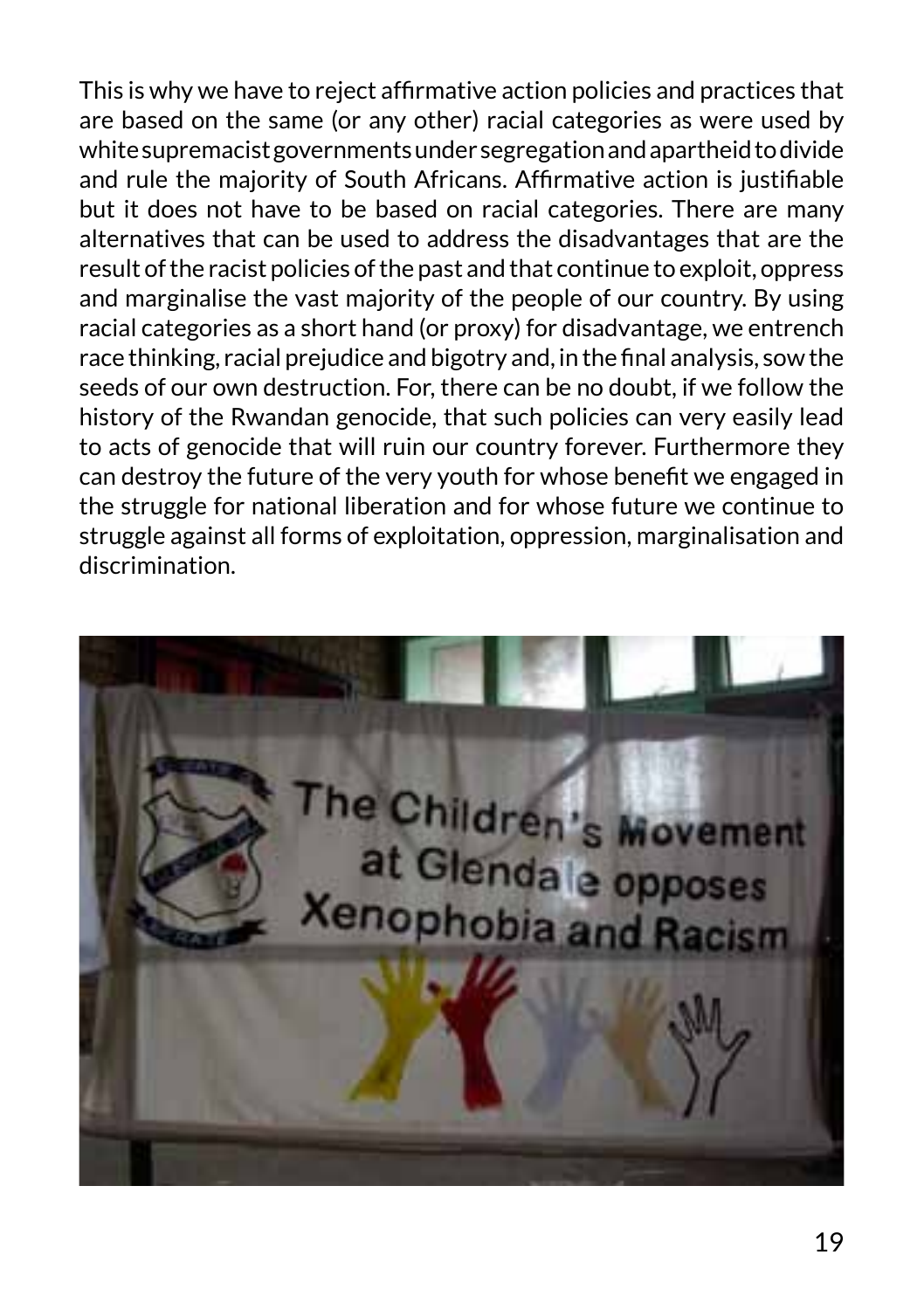This is why we have to reject affirmative action policies and practices that are based on the same (or any other) racial categories as were used by white supremacist governments under segregation and apartheid to divide and rule the majority of South Africans. Affirmative action is justifiable but it does not have to be based on racial categories. There are many alternatives that can be used to address the disadvantages that are the result of the racist policies of the past and that continue to exploit, oppress and marginalise the vast majority of the people of our country. By using racial categories as a short hand (or proxy) for disadvantage, we entrench race thinking, racial prejudice and bigotry and, in the final analysis, sow the seeds of our own destruction. For, there can be no doubt, if we follow the history of the Rwandan genocide, that such policies can very easily lead to acts of genocide that will ruin our country forever. Furthermore they can destroy the future of the very youth for whose benefit we engaged in the struggle for national liberation and for whose future we continue to struggle against all forms of exploitation, oppression, marginalisation and discrimination.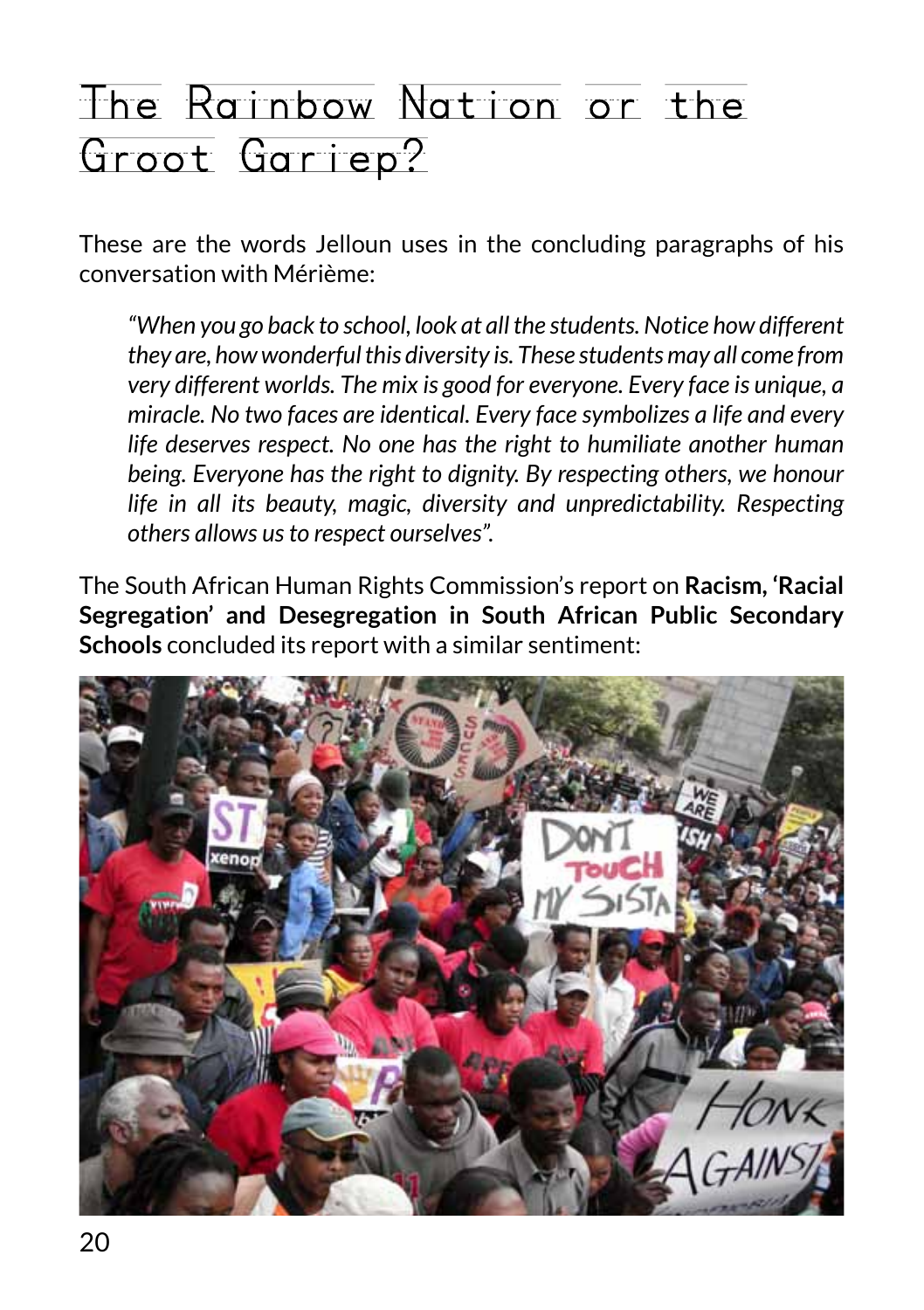# The Rainbow Nation or the Groot Gariep?

These are the words Jelloun uses in the concluding paragraphs of his conversation with Mérième:

> *"When you go back to school, look at all the students. Notice how different they are, how wonderful this diversity is. These students may all come from very different worlds. The mix is good for everyone. Every face is unique, a miracle. No two faces are identical. Every face symbolizes a life and every life deserves respect. No one has the right to humiliate another human being. Everyone has the right to dignity. By respecting others, we honour life in all its beauty, magic, diversity and unpredictability. Respecting others allows us to respect ourselves".*

The South African Human Rights Commission's report on **Racism, 'Racial Segregation' and Desegregation in South African Public Secondary Schools** concluded its report with a similar sentiment: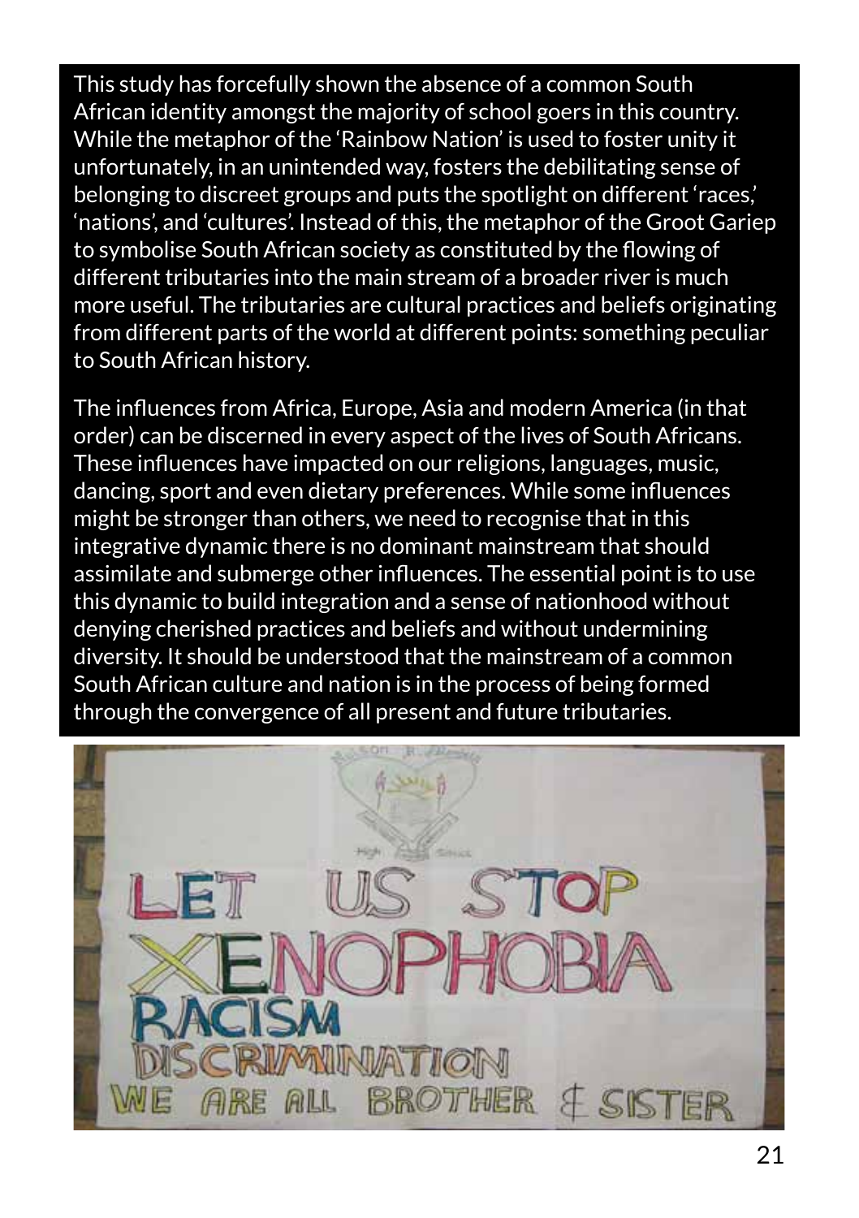This study has forcefully shown the absence of a common South African identity amongst the majority of school goers in this country. While the metaphor of the 'Rainbow Nation' is used to foster unity it unfortunately, in an unintended way, fosters the debilitating sense of belonging to discreet groups and puts the spotlight on different 'races,' 'nations', and 'cultures'. Instead of this, the metaphor of the Groot Gariep to symbolise South African society as constituted by the flowing of different tributaries into the main stream of a broader river is much more useful. The tributaries are cultural practices and beliefs originating from different parts of the world at different points: something peculiar to South African history.

The influences from Africa, Europe, Asia and modern America (in that order) can be discerned in every aspect of the lives of South Africans. These influences have impacted on our religions, languages, music, dancing, sport and even dietary preferences. While some influences might be stronger than others, we need to recognise that in this integrative dynamic there is no dominant mainstream that should assimilate and submerge other influences. The essential point is to use this dynamic to build integration and a sense of nationhood without denying cherished practices and beliefs and without undermining diversity. It should be understood that the mainstream of a common South African culture and nation is in the process of being formed through the convergence of all present and future tributaries.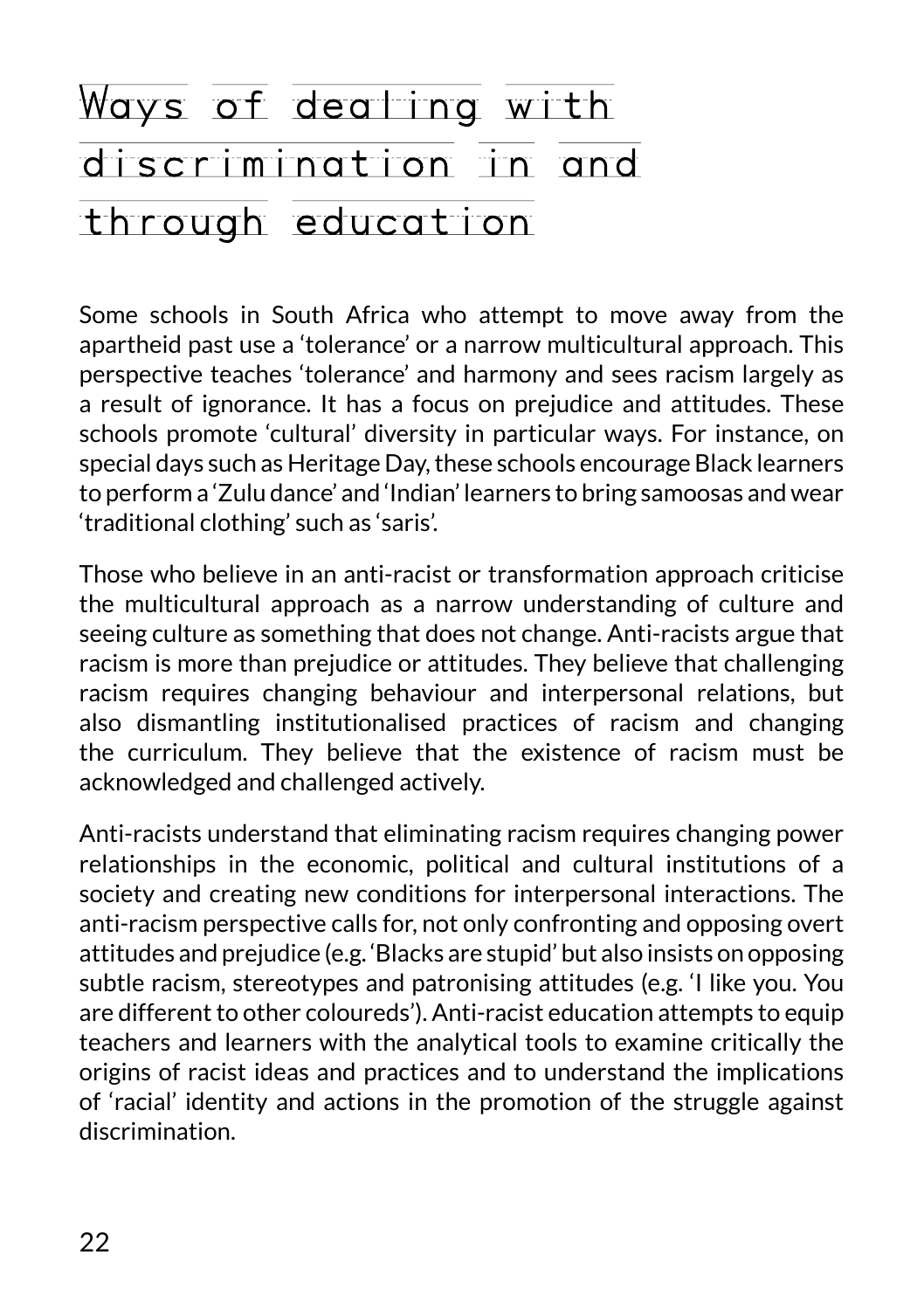# Ways of dealing with discrimination in and through education

Some schools in South Africa who attempt to move away from the apartheid past use a 'tolerance' or a narrow multicultural approach. This perspective teaches 'tolerance' and harmony and sees racism largely as a result of ignorance. It has a focus on prejudice and attitudes. These schools promote 'cultural' diversity in particular ways. For instance, on special days such as Heritage Day, these schools encourage Black learners to perform a 'Zulu dance' and 'Indian' learners to bring samoosas and wear 'traditional clothing' such as 'saris'.

Those who believe in an anti-racist or transformation approach criticise the multicultural approach as a narrow understanding of culture and seeing culture as something that does not change. Anti-racists argue that racism is more than prejudice or attitudes. They believe that challenging racism requires changing behaviour and interpersonal relations, but also dismantling institutionalised practices of racism and changing the curriculum. They believe that the existence of racism must be acknowledged and challenged actively.

Anti-racists understand that eliminating racism requires changing power relationships in the economic, political and cultural institutions of a society and creating new conditions for interpersonal interactions. The anti-racism perspective calls for, not only confronting and opposing overt attitudes and prejudice (e.g. 'Blacks are stupid' but also insists on opposing subtle racism, stereotypes and patronising attitudes (e.g. 'I like you. You are different to other coloureds'). Anti-racist education attempts to equip teachers and learners with the analytical tools to examine critically the origins of racist ideas and practices and to understand the implications of 'racial' identity and actions in the promotion of the struggle against discrimination.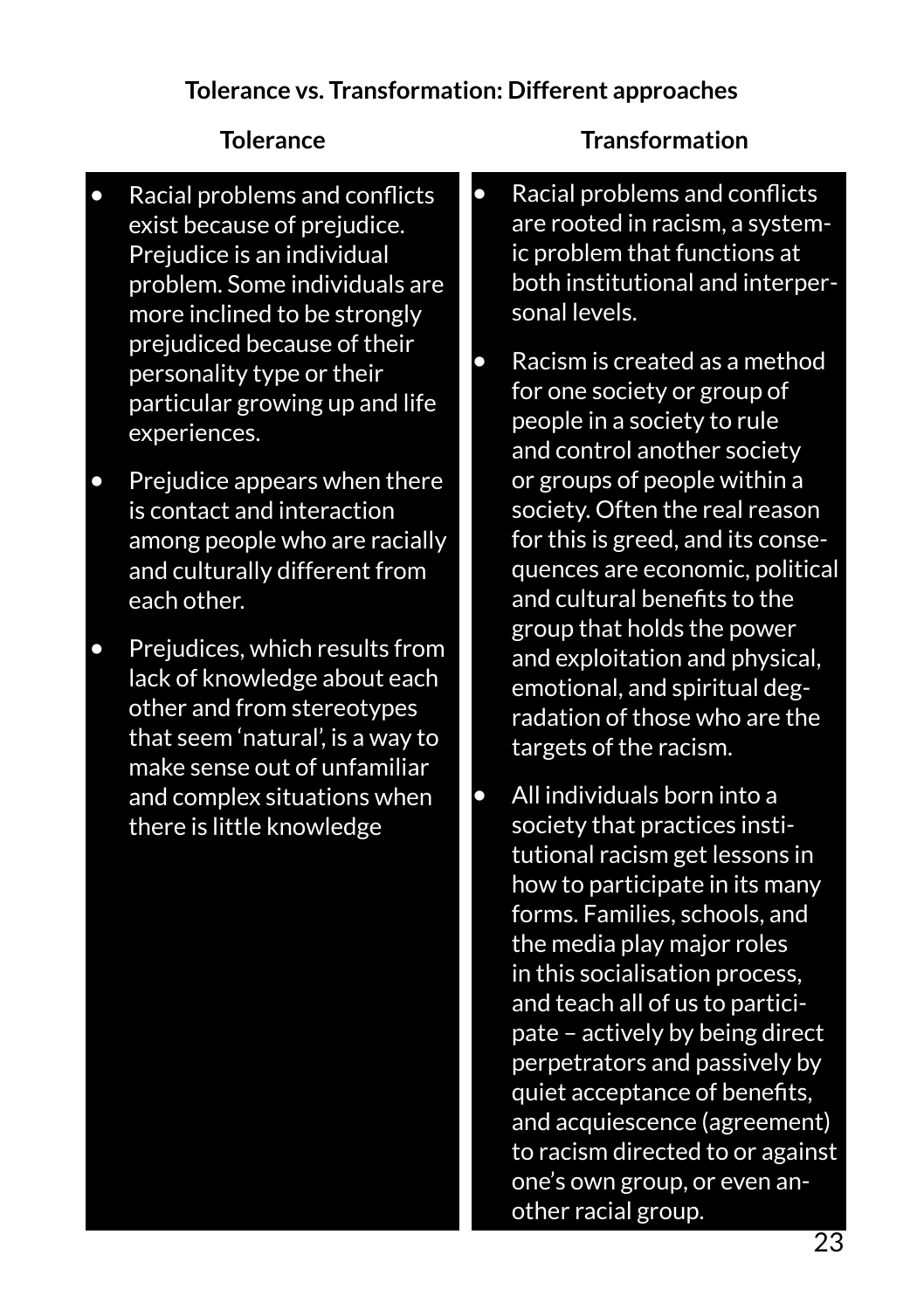### Tolerance vs. Transformation: Different approaches

| Tolerance | Transformation |
| --- | --- |
| • Racial problems and conflicts exist because of prejudice. Prejudice is an individual problem. Some individuals are more inclined to be strongly prejudiced because of their personality type or their particular growing up and life experiences.<br><br>• Prejudice appears when there is contact and interaction among people who are racially and culturally different from each other.<br><br>• Prejudices, which results from lack of knowledge about each other and from stereotypes that seem 'natural', is a way to make sense out of unfamiliar and complex situations when there is little knowledge | • Racial problems and conflicts are rooted in racism, a systemic problem that functions at both institutional and interpersonal levels.<br><br>• Racism is created as a method for one society or group of people in a society to rule and control another society or groups of people within a society. Often the real reason for this is greed, and its consequences are economic, political and cultural benefits to the group that holds the power and exploitation and physical, emotional, and spiritual degradation of those who are the targets of the racism.<br><br>• All individuals born into a society that practices institutional racism get lessons in how to participate in its many forms. Families, schools, and the media play major roles in this socialisation process, and teach all of us to participate – actively by being direct perpetrators and passively by quiet acceptance of benefits, and acquiescence (agreement) to racism directed to or against one's own group, or even another racial group. |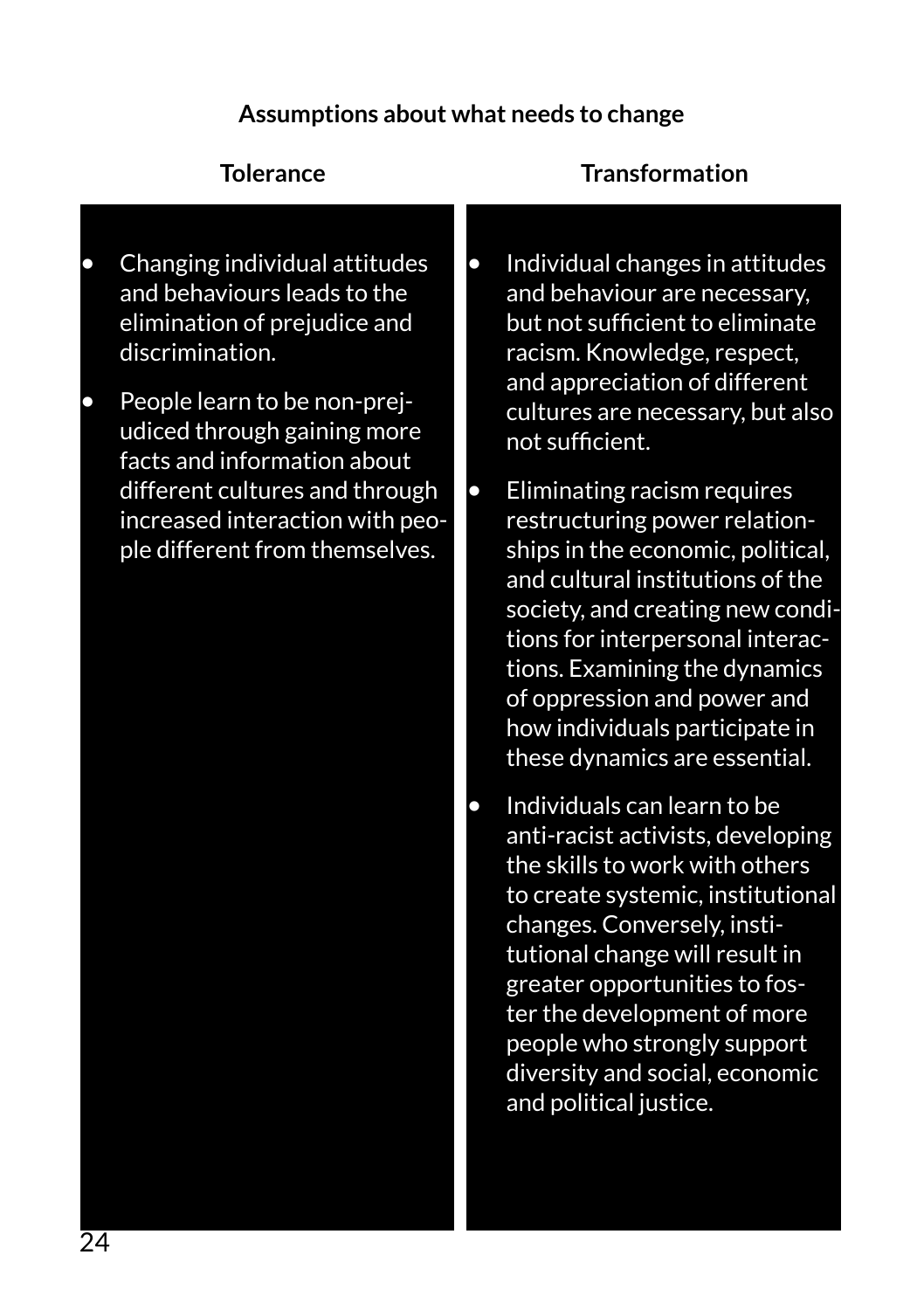**Assumptions about what needs to change**

| Tolerance | Transformation |
| --- | --- |
| • Changing individual attitudes and behaviours leads to the elimination of prejudice and discrimination.<br><br>• People learn to be non-prejudiced through gaining more facts and information about different cultures and through increased interaction with people different from themselves. | • Individual changes in attitudes and behaviour are necessary, but not sufficient to eliminate racism. Knowledge, respect, and appreciation of different cultures are necessary, but also not sufficient.<br><br>• Eliminating racism requires restructuring power relationships in the economic, political, and cultural institutions of the society, and creating new conditions for interpersonal interactions. Examining the dynamics of oppression and power and how individuals participate in these dynamics are essential.<br><br>• Individuals can learn to be anti-racist activists, developing the skills to work with others to create systemic, institutional changes. Conversely, institutional change will result in greater opportunities to foster the development of more people who strongly support diversity and social, economic and political justice. |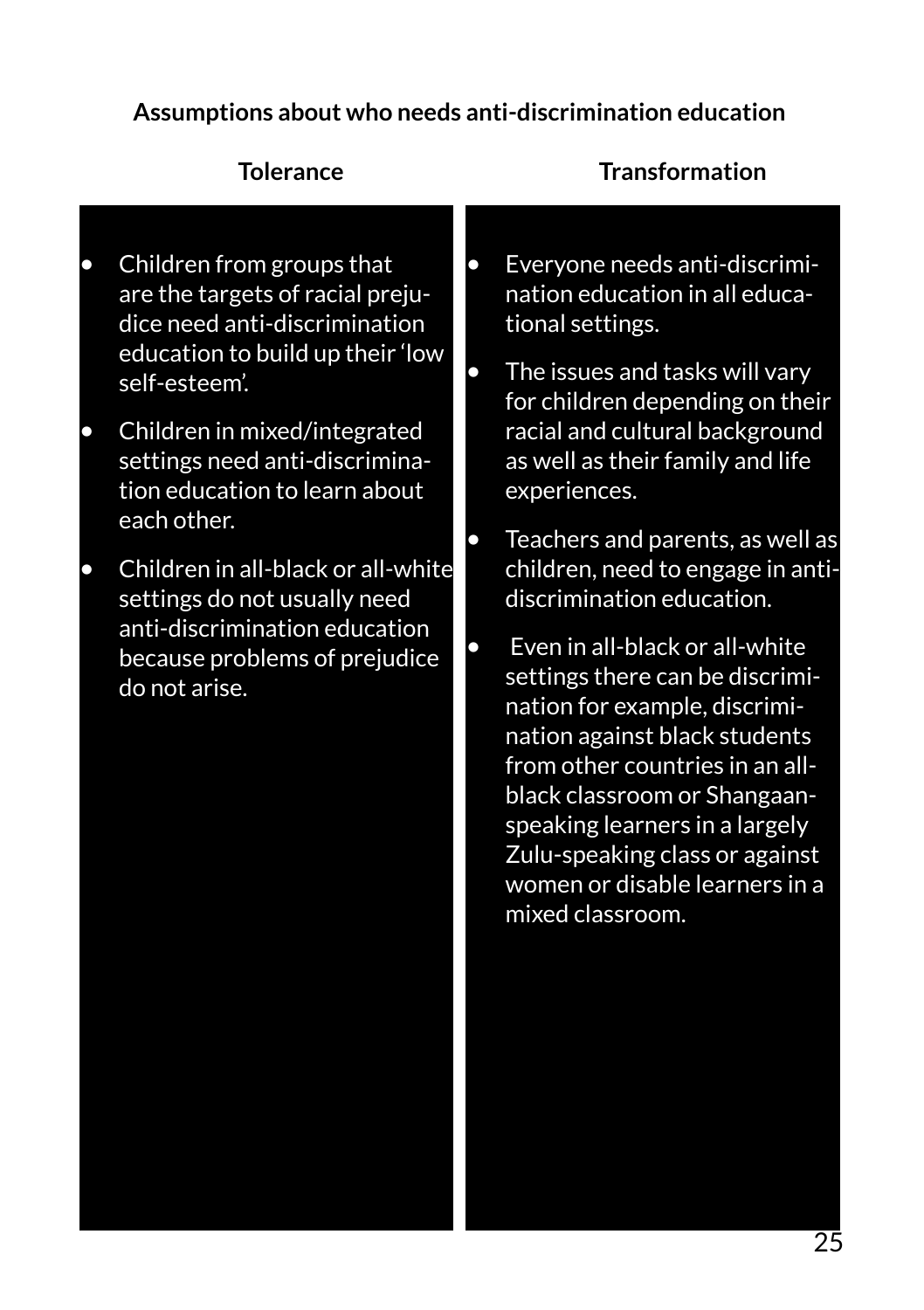**Assumptions about who needs anti-discrimination education**

| Tolerance | Transformation |
| --- | --- |
| • Children from groups that are the targets of racial prejudice need anti-discrimination education to build up their 'low self-esteem'.<br>• Children in mixed/integrated settings need anti-discrimination education to learn about each other.<br>• Children in all-black or all-white settings do not usually need anti-discrimination education because problems of prejudice do not arise. | • Everyone needs anti-discrimination education in all educational settings.<br>• The issues and tasks will vary for children depending on their racial and cultural background as well as their family and life experiences.<br>• Teachers and parents, as well as children, need to engage in anti-discrimination education.<br>• Even in all-black or all-white settings there can be discrimination for example, discrimination against black students from other countries in an all-black classroom or Shangaan-speaking learners in a largely Zulu-speaking class or against women or disable learners in a mixed classroom. |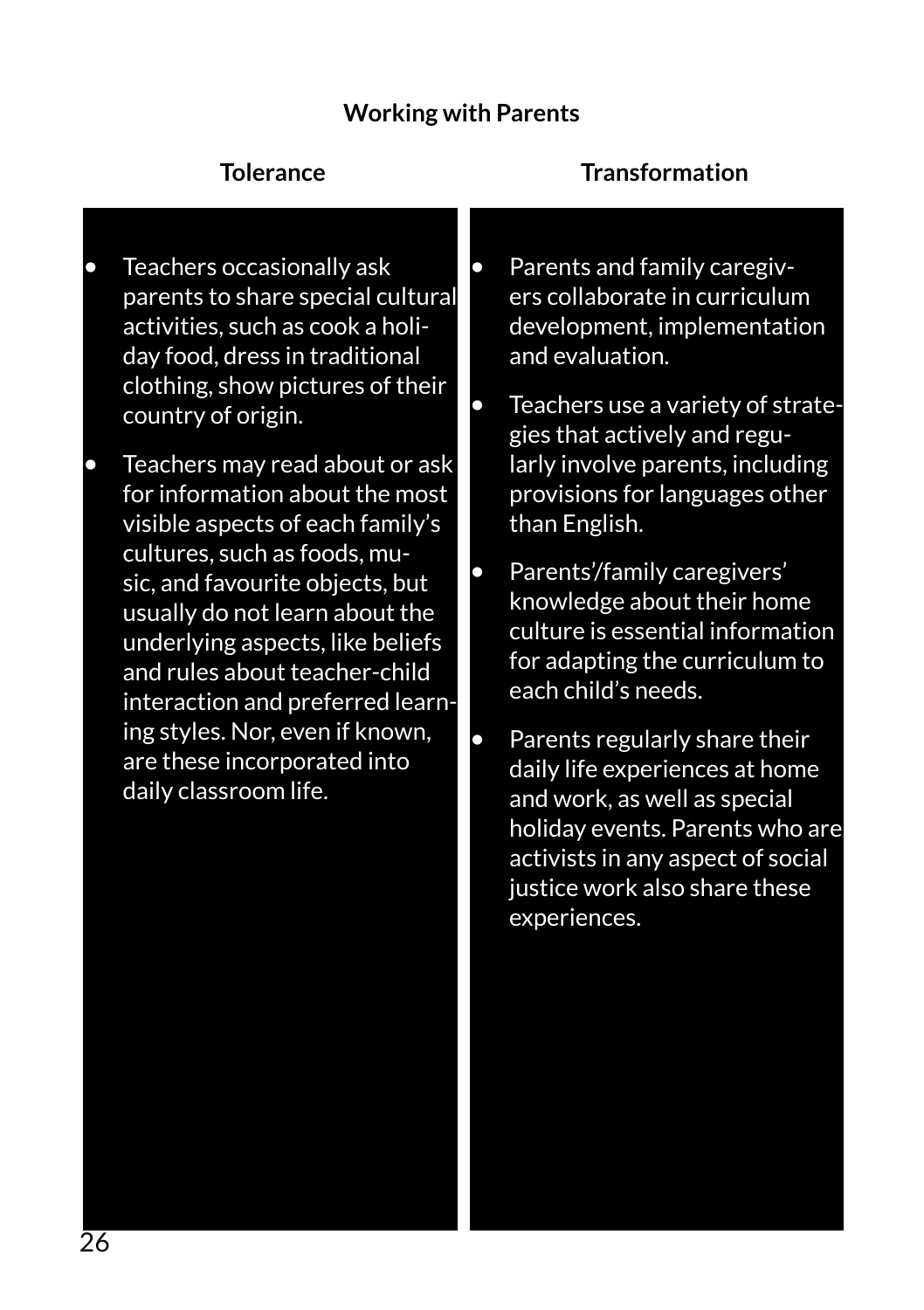### Working with Parents

| Tolerance | Transformation |
| --- | --- |
| • Teachers occasionally ask parents to share special cultural activities, such as cook a holiday food, dress in traditional clothing, show pictures of their country of origin.<br><br>• Teachers may read about or ask for information about the most visible aspects of each family's cultures, such as foods, music, and favourite objects, but usually do not learn about the underlying aspects, like beliefs and rules about teacher-child interaction and preferred learning styles. Nor, even if known, are these incorporated into daily classroom life. | • Parents and family caregivers collaborate in curriculum development, implementation and evaluation.<br><br>• Teachers use a variety of strategies that actively and regularly involve parents, including provisions for languages other than English.<br><br>• Parents'/family caregivers' knowledge about their home culture is essential information for adapting the curriculum to each child's needs.<br><br>• Parents regularly share their daily life experiences at home and work, as well as special holiday events. Parents who are activists in any aspect of social justice work also share these experiences. |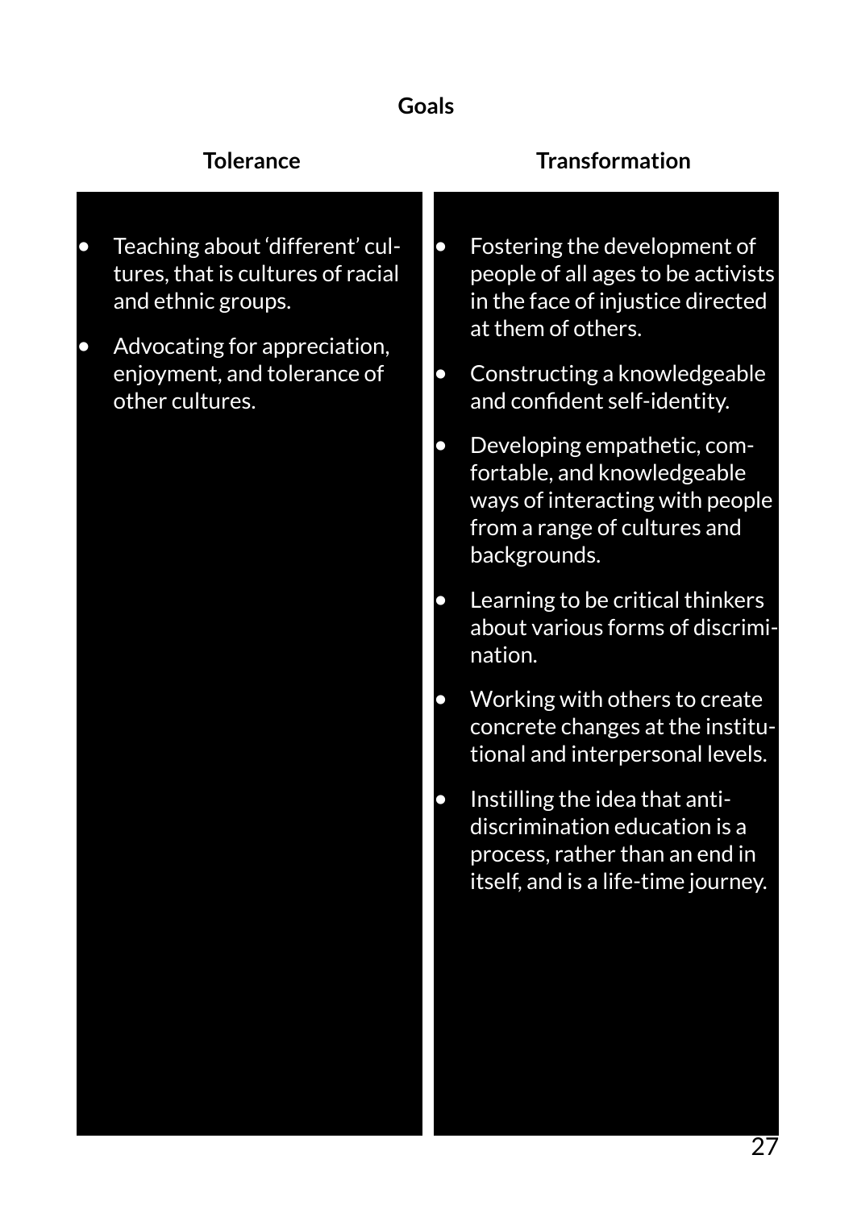**Goals**

| Tolerance | Transformation |
| --- | --- |
| • Teaching about 'different' cultures, that is cultures of racial and ethnic groups.<br>• Advocating for appreciation, enjoyment, and tolerance of other cultures. | • Fostering the development of people of all ages to be activists in the face of injustice directed at them of others.<br>• Constructing a knowledgeable and confident self-identity.<br>• Developing empathetic, comfortable, and knowledgeable ways of interacting with people from a range of cultures and backgrounds.<br>• Learning to be critical thinkers about various forms of discrimination.<br>• Working with others to create concrete changes at the institutional and interpersonal levels.<br>• Instilling the idea that anti-discrimination education is a process, rather than an end in itself, and is a life-time journey. |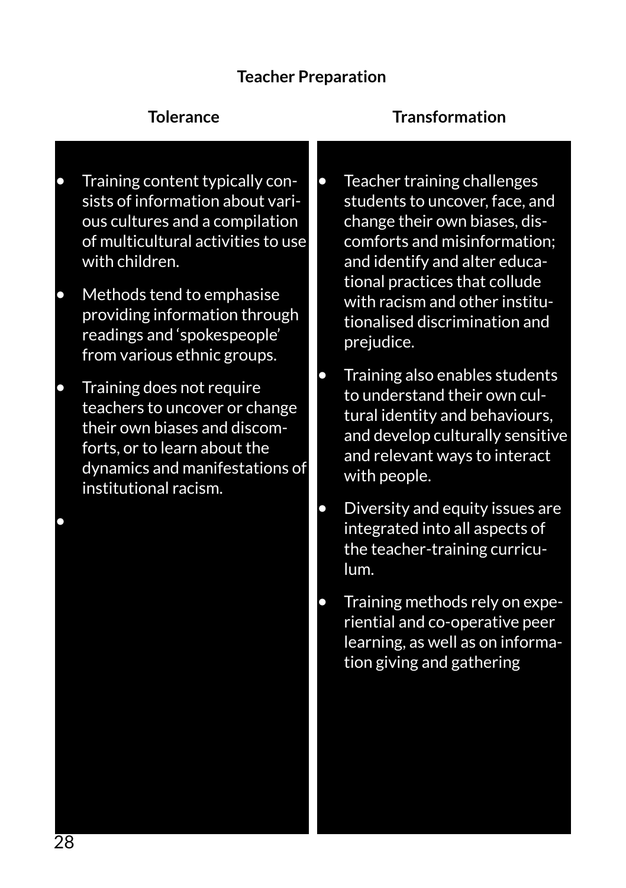**Teacher Preparation**

| Tolerance | Transformation |
| --- | --- |
| • Training content typically consists of information about various cultures and a compilation of multicultural activities to use with children.<br><br>• Methods tend to emphasise providing information through readings and 'spokespeople' from various ethnic groups.<br><br>• Training does not require teachers to uncover or change their own biases and discomforts, or to learn about the dynamics and manifestations of institutional racism.<br><br>• | • Teacher training challenges students to uncover, face, and change their own biases, discomforts and misinformation; and identify and alter educational practices that collude with racism and other institutionalised discrimination and prejudice.<br><br>• Training also enables students to understand their own cultural identity and behaviours, and develop culturally sensitive and relevant ways to interact with people.<br><br>• Diversity and equity issues are integrated into all aspects of the teacher-training curriculum.<br><br>• Training methods rely on experiential and co-operative peer learning, as well as on information giving and gathering |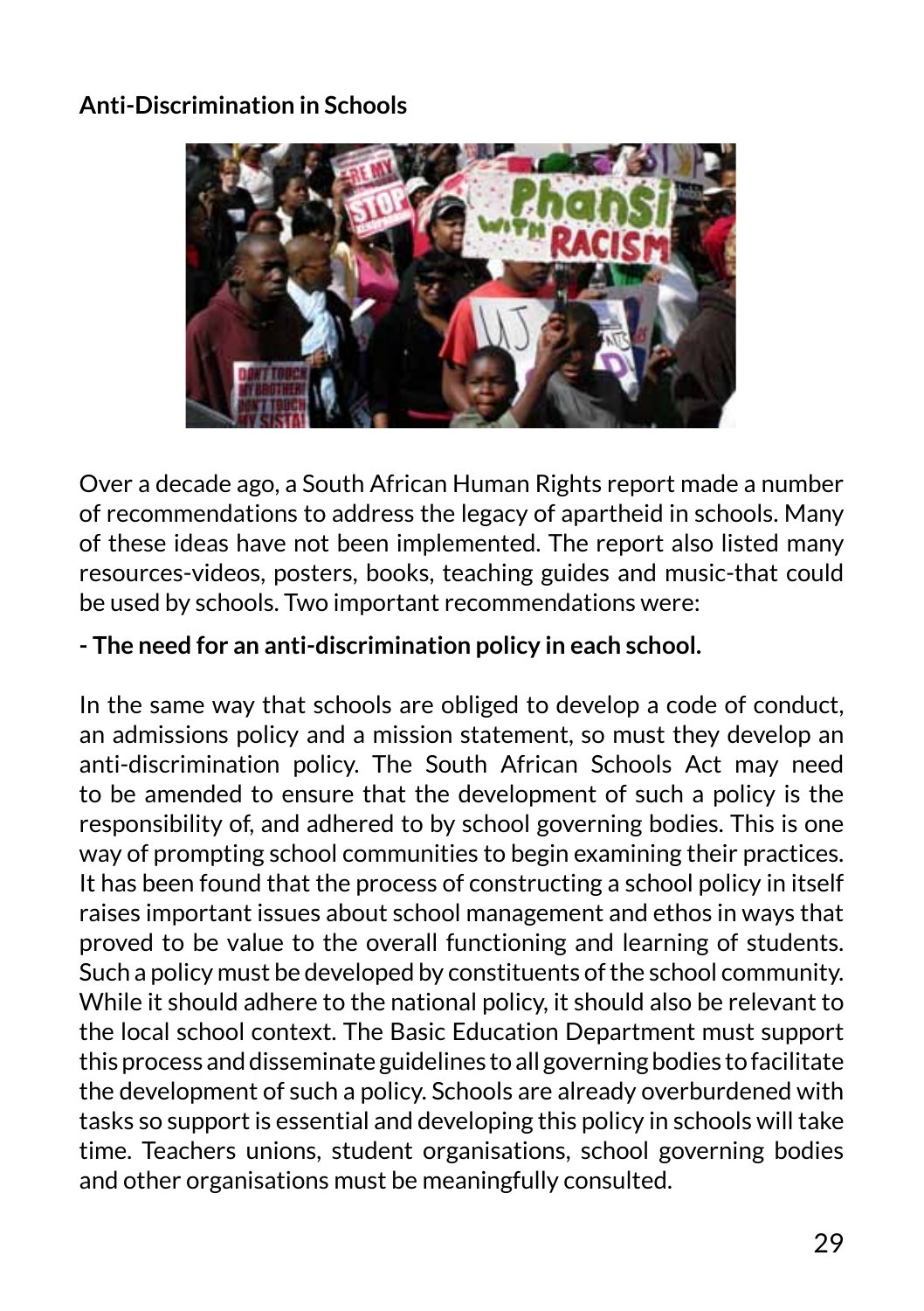**Anti-Discrimination in Schools**

Over a decade ago, a South African Human Rights report made a number of recommendations to address the legacy of apartheid in schools. Many of these ideas have not been implemented. The report also listed many resources-videos, posters, books, teaching guides and music-that could be used by schools. Two important recommendations were:

**- The need for an anti-discrimination policy in each school.**

In the same way that schools are obliged to develop a code of conduct, an admissions policy and a mission statement, so must they develop an anti-discrimination policy. The South African Schools Act may need to be amended to ensure that the development of such a policy is the responsibility of, and adhered to by school governing bodies. This is one way of prompting school communities to begin examining their practices. It has been found that the process of constructing a school policy in itself raises important issues about school management and ethos in ways that proved to be value to the overall functioning and learning of students. Such a policy must be developed by constituents of the school community. While it should adhere to the national policy, it should also be relevant to the local school context. The Basic Education Department must support this process and disseminate guidelines to all governing bodies to facilitate the development of such a policy. Schools are already overburdened with tasks so support is essential and developing this policy in schools will take time. Teachers unions, student organisations, school governing bodies and other organisations must be meaningfully consulted.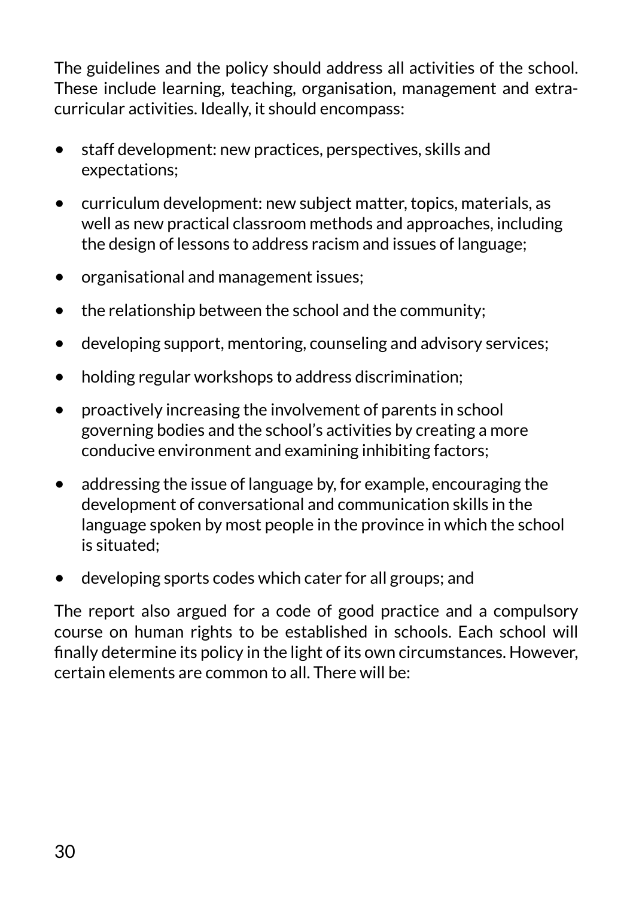The guidelines and the policy should address all activities of the school. These include learning, teaching, organisation, management and extra-curricular activities. Ideally, it should encompass:

- staff development: new practices, perspectives, skills and expectations;
- curriculum development: new subject matter, topics, materials, as well as new practical classroom methods and approaches, including the design of lessons to address racism and issues of language;
- organisational and management issues;
- the relationship between the school and the community;
- developing support, mentoring, counseling and advisory services;
- holding regular workshops to address discrimination;
- proactively increasing the involvement of parents in school governing bodies and the school's activities by creating a more conducive environment and examining inhibiting factors;
- addressing the issue of language by, for example, encouraging the development of conversational and communication skills in the language spoken by most people in the province in which the school is situated;
- developing sports codes which cater for all groups; and

The report also argued for a code of good practice and a compulsory course on human rights to be established in schools. Each school will finally determine its policy in the light of its own circumstances. However, certain elements are common to all. There will be: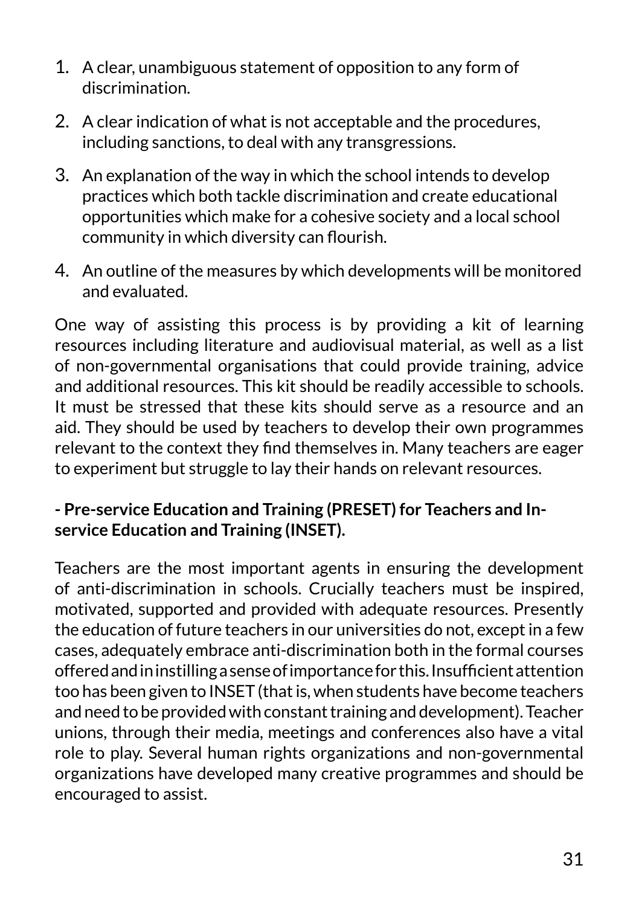1. A clear, unambiguous statement of opposition to any form of discrimination.
2. A clear indication of what is not acceptable and the procedures, including sanctions, to deal with any transgressions.
3. An explanation of the way in which the school intends to develop practices which both tackle discrimination and create educational opportunities which make for a cohesive society and a local school community in which diversity can flourish.
4. An outline of the measures by which developments will be monitored and evaluated.

One way of assisting this process is by providing a kit of learning resources including literature and audiovisual material, as well as a list of non-governmental organisations that could provide training, advice and additional resources. This kit should be readily accessible to schools. It must be stressed that these kits should serve as a resource and an aid. They should be used by teachers to develop their own programmes relevant to the context they find themselves in. Many teachers are eager to experiment but struggle to lay their hands on relevant resources.

**- Pre-service Education and Training (PRESET) for Teachers and In-service Education and Training (INSET).**

Teachers are the most important agents in ensuring the development of anti-discrimination in schools. Crucially teachers must be inspired, motivated, supported and provided with adequate resources. Presently the education of future teachers in our universities do not, except in a few cases, adequately embrace anti-discrimination both in the formal courses offered and in instilling a sense of importance for this. Insufficient attention too has been given to INSET (that is, when students have become teachers and need to be provided with constant training and development). Teacher unions, through their media, meetings and conferences also have a vital role to play. Several human rights organizations and non-governmental organizations have developed many creative programmes and should be encouraged to assist.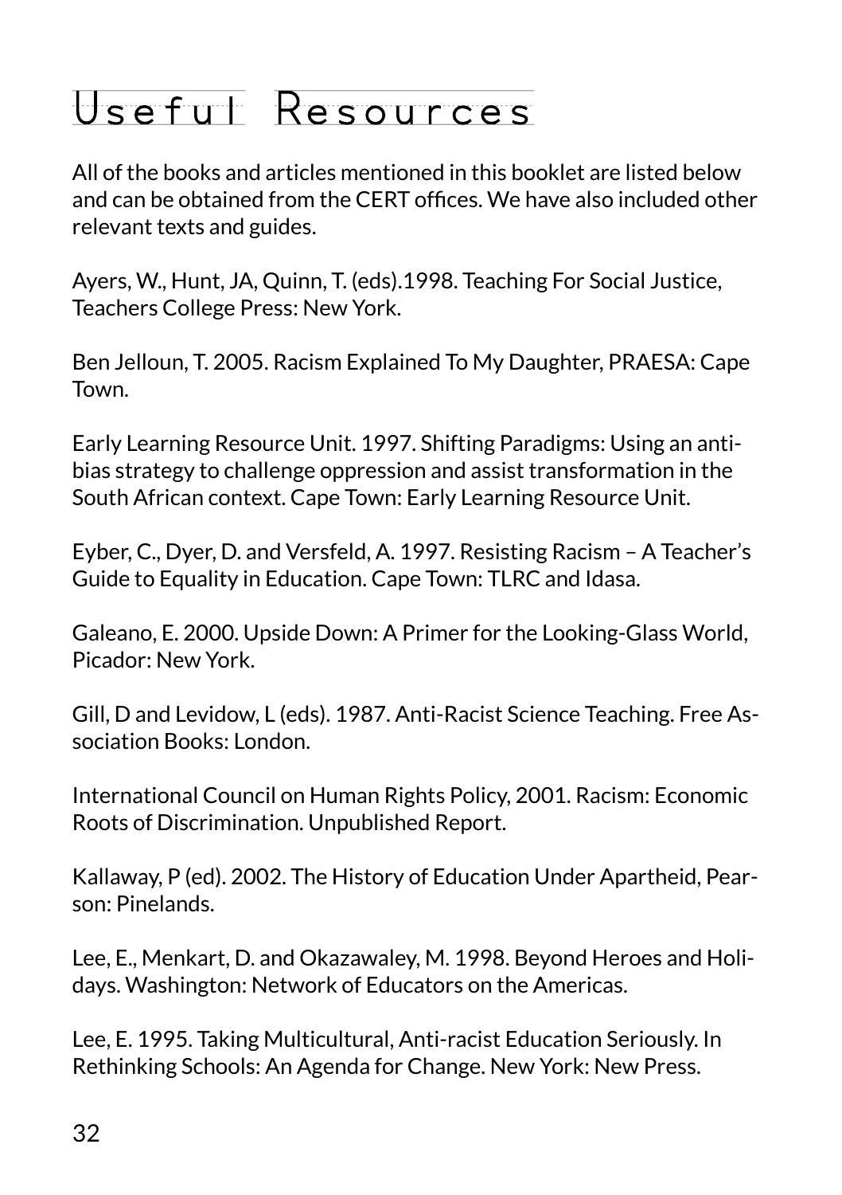# Useful Resources

All of the books and articles mentioned in this booklet are listed below and can be obtained from the CERT offices. We have also included other relevant texts and guides.

Ayers, W., Hunt, JA, Quinn, T. (eds).1998. Teaching For Social Justice, Teachers College Press: New York.

Ben Jelloun, T. 2005. Racism Explained To My Daughter, PRAESA: Cape Town.

Early Learning Resource Unit. 1997. Shifting Paradigms: Using an anti-bias strategy to challenge oppression and assist transformation in the South African context. Cape Town: Early Learning Resource Unit.

Eyber, C., Dyer, D. and Versfeld, A. 1997. Resisting Racism – A Teacher's Guide to Equality in Education. Cape Town: TLRC and Idasa.

Galeano, E. 2000. Upside Down: A Primer for the Looking-Glass World, Picador: New York.

Gill, D and Levidow, L (eds). 1987. Anti-Racist Science Teaching. Free Association Books: London.

International Council on Human Rights Policy, 2001. Racism: Economic Roots of Discrimination. Unpublished Report.

Kallaway, P (ed). 2002. The History of Education Under Apartheid, Pearson: Pinelands.

Lee, E., Menkart, D. and Okazawaley, M. 1998. Beyond Heroes and Holidays. Washington: Network of Educators on the Americas.

Lee, E. 1995. Taking Multicultural, Anti-racist Education Seriously. In Rethinking Schools: An Agenda for Change. New York: New Press.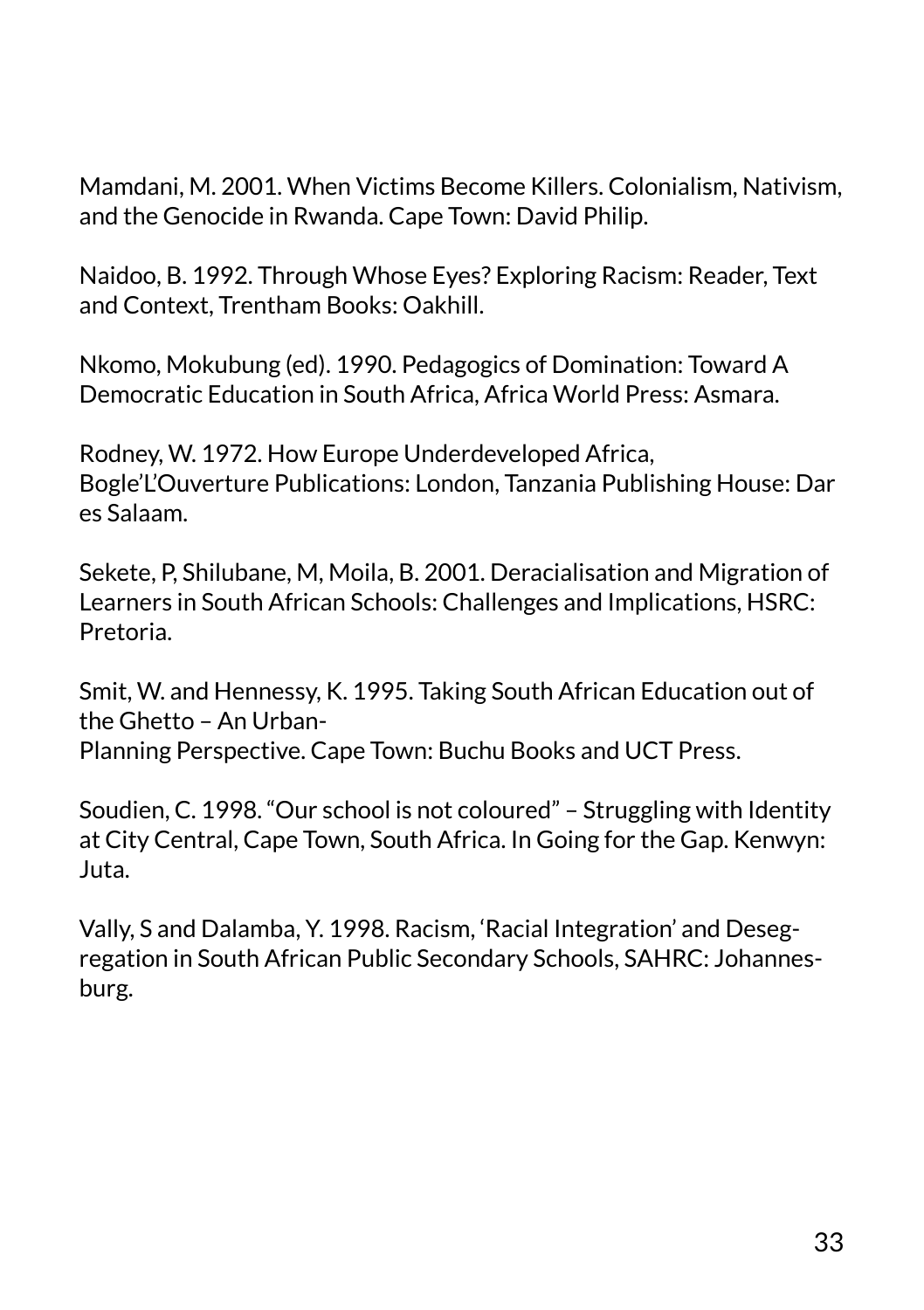Mamdani, M. 2001. When Victims Become Killers. Colonialism, Nativism, and the Genocide in Rwanda. Cape Town: David Philip.

Naidoo, B. 1992. Through Whose Eyes? Exploring Racism: Reader, Text and Context, Trentham Books: Oakhill.

Nkomo, Mokubung (ed). 1990. Pedagogics of Domination: Toward A Democratic Education in South Africa, Africa World Press: Asmara.

Rodney, W. 1972. How Europe Underdeveloped Africa, Bogle'L'Ouverture Publications: London, Tanzania Publishing House: Dar es Salaam.

Sekete, P, Shilubane, M, Moila, B. 2001. Deracialisation and Migration of Learners in South African Schools: Challenges and Implications, HSRC: Pretoria.

Smit, W. and Hennessy, K. 1995. Taking South African Education out of the Ghetto – An Urban-Planning Perspective. Cape Town: Buchu Books and UCT Press.

Soudien, C. 1998. "Our school is not coloured" – Struggling with Identity at City Central, Cape Town, South Africa. In Going for the Gap. Kenwyn: Juta.

Vally, S and Dalamba, Y. 1998. Racism, 'Racial Integration' and Desegregation in South African Public Secondary Schools, SAHRC: Johannesburg.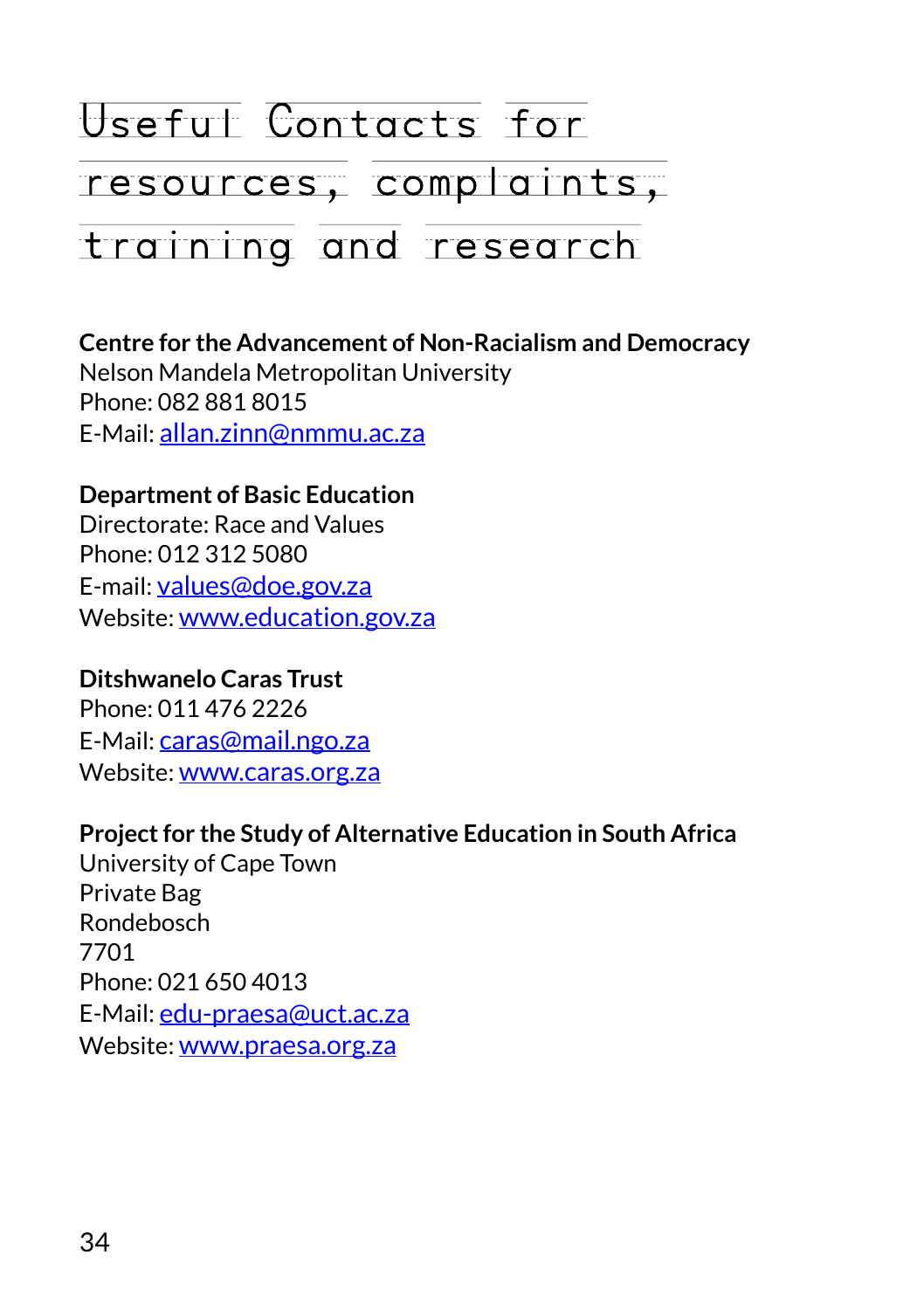# Useful Contacts for resources, complaints, training and research

**Centre for the Advancement of Non-Racialism and Democracy**
Nelson Mandela Metropolitan University
Phone: 082 881 8015
E-Mail: allan.zinn@nmmu.ac.za

**Department of Basic Education**
Directorate: Race and Values
Phone: 012 312 5080
E-mail: values@doe.gov.za
Website: www.education.gov.za

**Ditshwanelo Caras Trust**
Phone: 011 476 2226
E-Mail: caras@mail.ngo.za
Website: www.caras.org.za

**Project for the Study of Alternative Education in South Africa**
University of Cape Town
Private Bag
Rondebosch
7701
Phone: 021 650 4013
E-Mail: edu-praesa@uct.ac.za
Website: www.praesa.org.za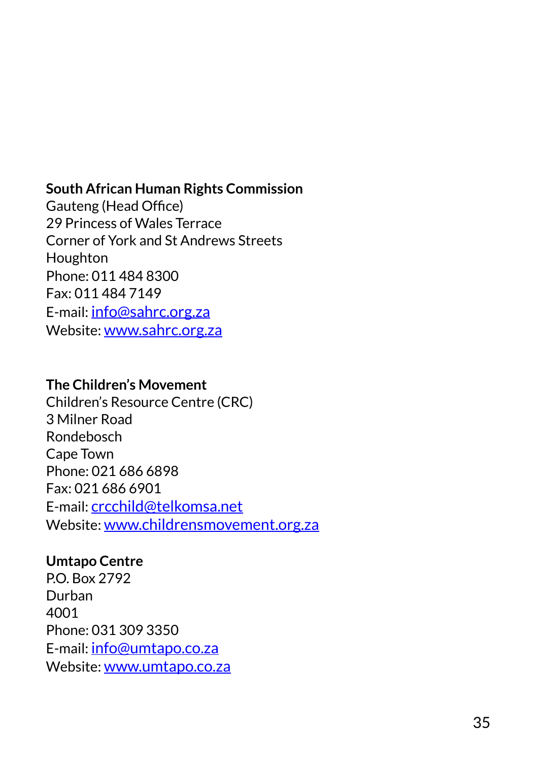**South African Human Rights Commission**
Gauteng (Head Office)
29 Princess of Wales Terrace
Corner of York and St Andrews Streets
Houghton
Phone: 011 484 8300
Fax: 011 484 7149
E-mail: info@sahrc.org.za
Website: www.sahrc.org.za

**The Children's Movement**
Children's Resource Centre (CRC)
3 Milner Road
Rondebosch
Cape Town
Phone: 021 686 6898
Fax: 021 686 6901
E-mail: crcchild@telkomsa.net
Website: www.childrensmovement.org.za

**Umtapo Centre**
P.O. Box 2792
Durban
4001
Phone: 031 309 3350
E-mail: info@umtapo.co.za
Website: www.umtapo.co.za